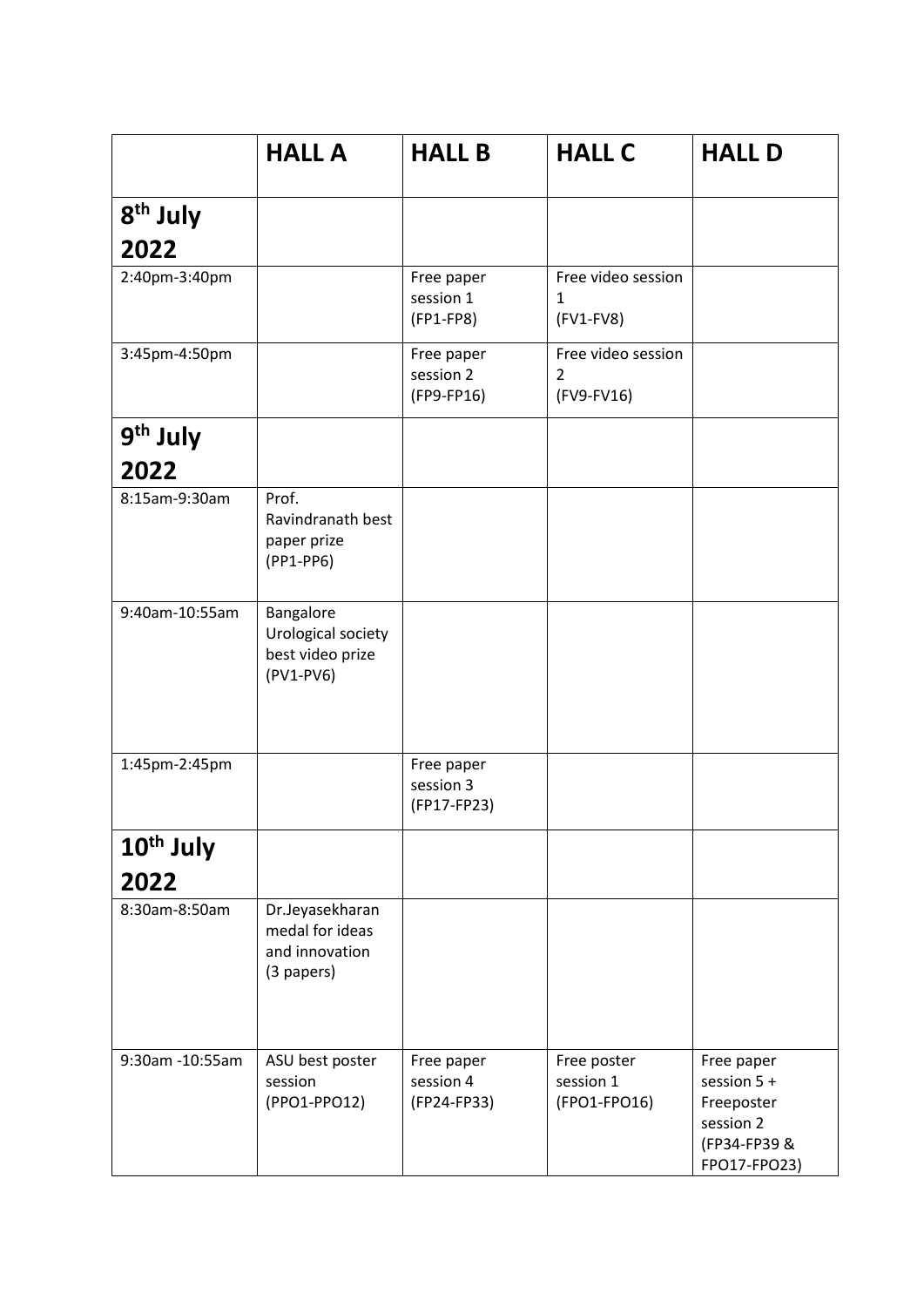| | HALL A | HALL B | HALL C | HALL D |
|---|---|---|---|---|
| **8th July 2022** | | | | |
| 2:40pm-3:40pm | | Free paper session 1 (FP1-FP8) | Free video session 1 (FV1-FV8) | |
| 3:45pm-4:50pm | | Free paper session 2 (FP9-FP16) | Free video session 2 (FV9-FV16) | |
| **9th July 2022** | | | | |
| 8:15am-9:30am | Prof. Ravindranath best paper prize (PP1-PP6) | | | |
| 9:40am-10:55am | Bangalore Urological society best video prize (PV1-PV6) | | | |
| 1:45pm-2:45pm | | Free paper session 3 (FP17-FP23) | | |
| **10th July 2022** | | | | |
| 8:30am-8:50am | Dr.Jeyasekharan medal for ideas and innovation (3 papers) | | | |
| 9:30am -10:55am | ASU best poster session (PPO1-PPO12) | Free paper session 4 (FP24-FP33) | Free poster session 1 (FPO1-FPO16) | Free paper session 5 + Freeposter session 2 (FP34-FP39 & FPO17-FPO23) |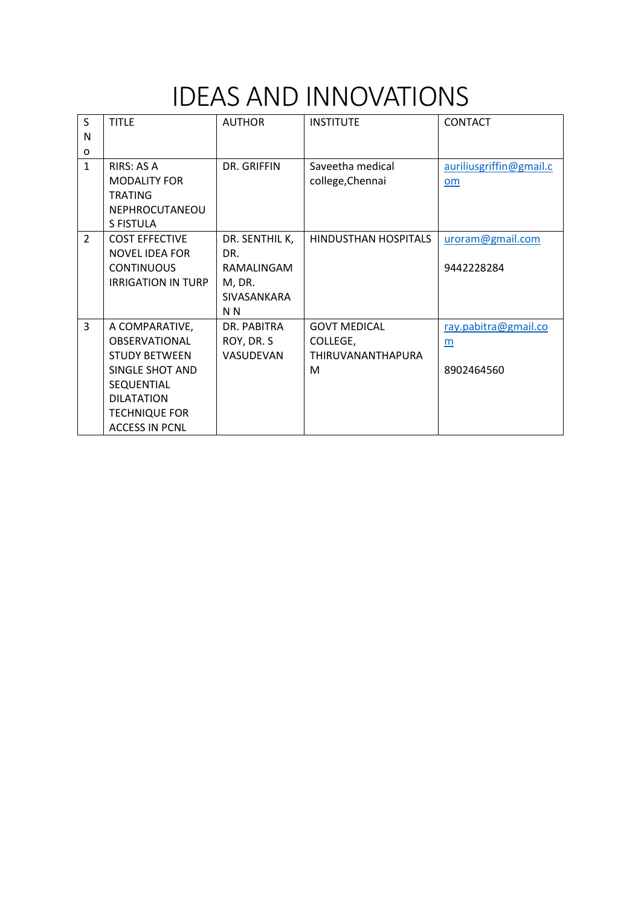# IDEAS AND INNOVATIONS

| S No | TITLE | AUTHOR | INSTITUTE | CONTACT |
|---|---|---|---|---|
| 1 | RIRS: AS A MODALITY FOR TRATING NEPHROCUTANEOUS FISTULA | DR. GRIFFIN | Saveetha medical college,Chennai | auriliusgriffin@gmail.com |
| 2 | COST EFFECTIVE NOVEL IDEA FOR CONTINUOUS IRRIGATION IN TURP | DR. SENTHIL K, DR. RAMALINGAM M, DR. SIVASANKARAN N | HINDUSTHAN HOSPITALS | uroram@gmail.com<br><br>9442228284 |
| 3 | A COMPARATIVE, OBSERVATIONAL STUDY BETWEEN SINGLE SHOT AND SEQUENTIAL DILATATION TECHNIQUE FOR ACCESS IN PCNL | DR. PABITRA ROY, DR. S VASUDEVAN | GOVT MEDICAL COLLEGE, THIRUVANANTHAPURAM | ray.pabitra@gmail.com<br><br>8902464560 |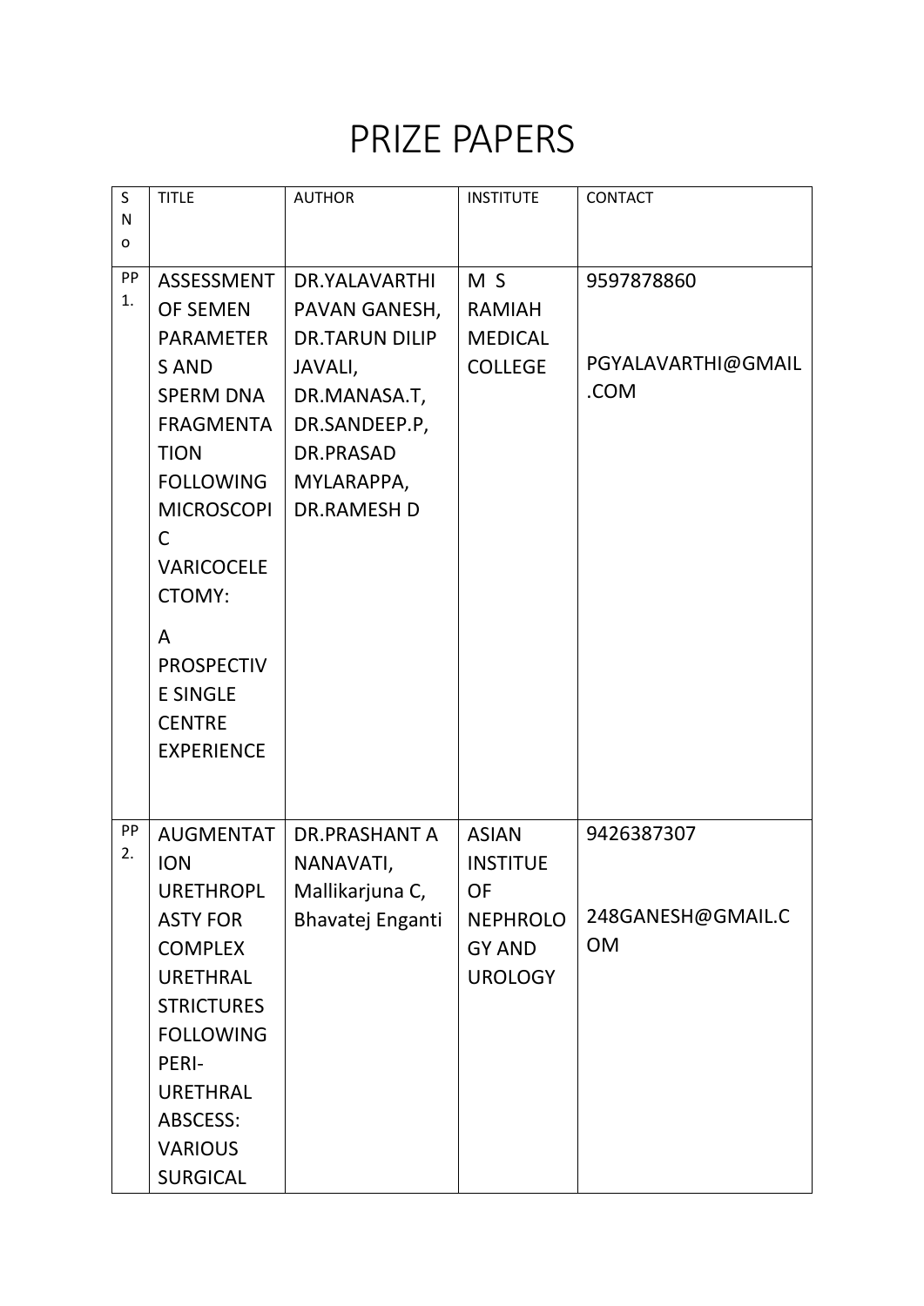# PRIZE PAPERS

| S No | TITLE | AUTHOR | INSTITUTE | CONTACT |
|---|---|---|---|---|
| PP 1. | ASSESSMENT OF SEMEN PARAMETERS AND SPERM DNA FRAGMENTATION FOLLOWING MICROSCOPIC VARICOCELECTOMY: A PROSPECTIVE SINGLE CENTRE EXPERIENCE | DR.YALAVARTHI PAVAN GANESH, DR.TARUN DILIP JAVALI, DR.MANASA.T, DR.SANDEEP.P, DR.PRASAD MYLARAPPA, DR.RAMESH D | M S RAMIAH MEDICAL COLLEGE | 9597878860 PGYALAVARTHI@GMAIL.COM |
| PP 2. | AUGMENTATION URETHROPLASTY FOR COMPLEX URETHRAL STRICTURES FOLLOWING PERI-URETHRAL ABSCESS: VARIOUS SURGICAL | DR.PRASHANT A NANAVATI, Mallikarjuna C, Bhavatej Enganti | ASIAN INSTITUE OF NEPHROLOGY AND UROLOGY | 9426387307 248GANESH@GMAIL.COM |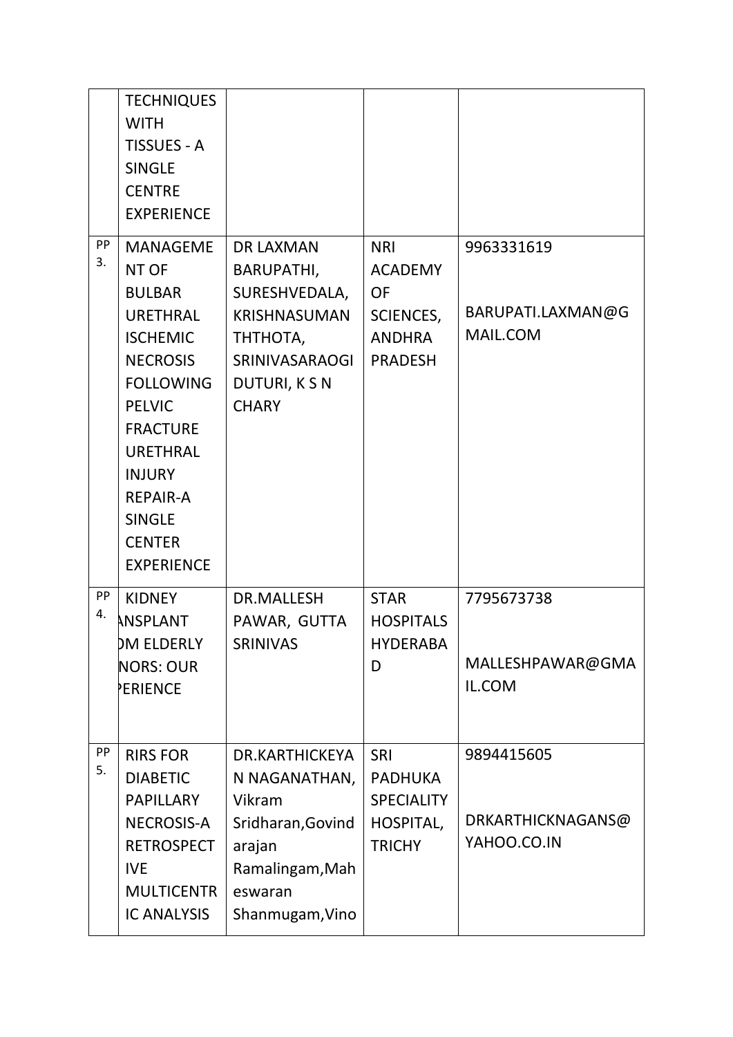|  | TECHNIQUES WITH TISSUES - A SINGLE CENTRE EXPERIENCE |  |  |  |
|---|---|---|---|---|
| PP 3. | MANAGEMENT OF BULBAR URETHRAL ISCHEMIC NECROSIS FOLLOWING PELVIC FRACTURE URETHRAL INJURY REPAIR-A SINGLE CENTER EXPERIENCE | DR LAXMAN BARUPATHI, SURESHVEDALA, KRISHNASUMANTHTHOTA, SRINIVASARAOGIDUTURI, K S N CHARY | NRI ACADEMY OF SCIENCES, ANDHRA PRADESH | 9963331619<br><br>BARUPATI.LAXMAN@GMAIL.COM |
| PP 4. | KIDNEY ANSPLANT DM ELDERLY NORS: OUR PERIENCE | DR.MALLESH PAWAR, GUTTA SRINIVAS | STAR HOSPITALS HYDERABAD | 7795673738<br><br>MALLESHPAWAR@GMAIL.COM |
| PP 5. | RIRS FOR DIABETIC PAPILLARY NECROSIS-A RETROSPECTIVE MULTICENTRIC ANALYSIS | DR.KARTHICKEYAN NAGANATHAN, Vikram Sridharan,Govindarajan Ramalingam,Maheswaran Shanmugam,Vino | SRI PADHUKA SPECIALITY HOSPITAL, TRICHY | 9894415605<br><br>DRKARTHICKNAGANS@YAHOO.CO.IN |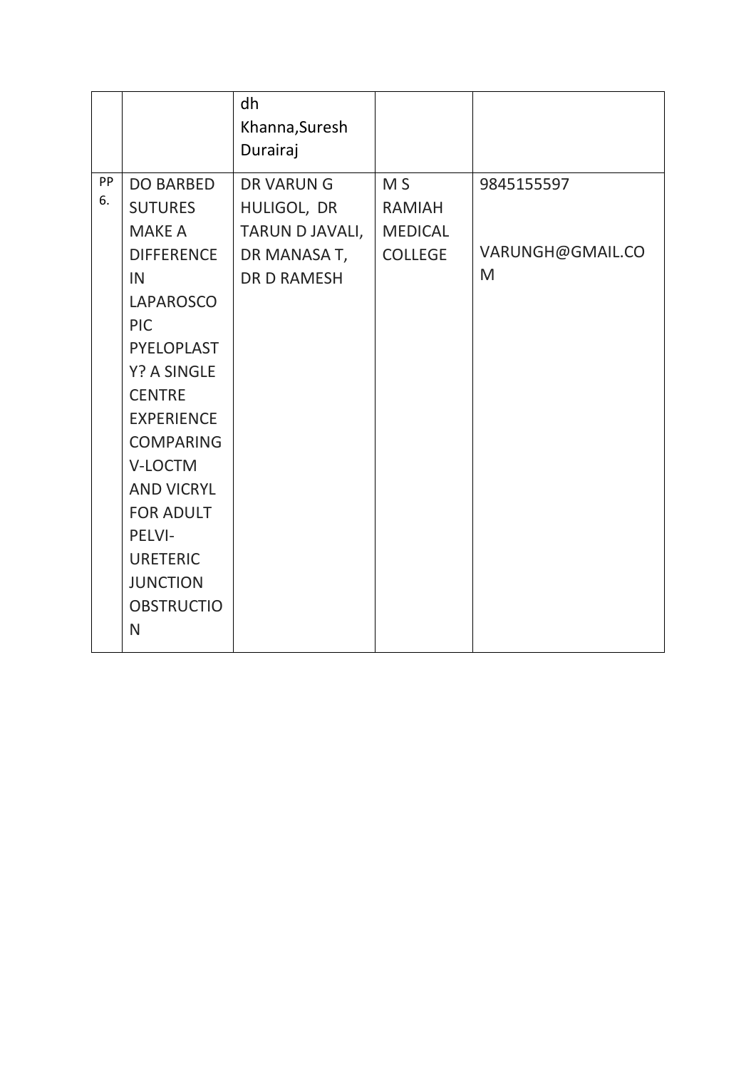| | | | | |
|---|---|---|---|---|
| | | dh Khanna,Suresh Durairaj | | |
| PP 6. | DO BARBED SUTURES MAKE A DIFFERENCE IN LAPAROSCOPIC PYELOPLASTY? A SINGLE CENTRE EXPERIENCE COMPARING V-LOCTM AND VICRYL FOR ADULT PELVI-URETERIC JUNCTION OBSTRUCTION | DR VARUN G HULIGOL, DR TARUN D JAVALI, DR MANASA T, DR D RAMESH | M S RAMIAH MEDICAL COLLEGE | 9845155597<br><br>VARUNGH@GMAIL.COM |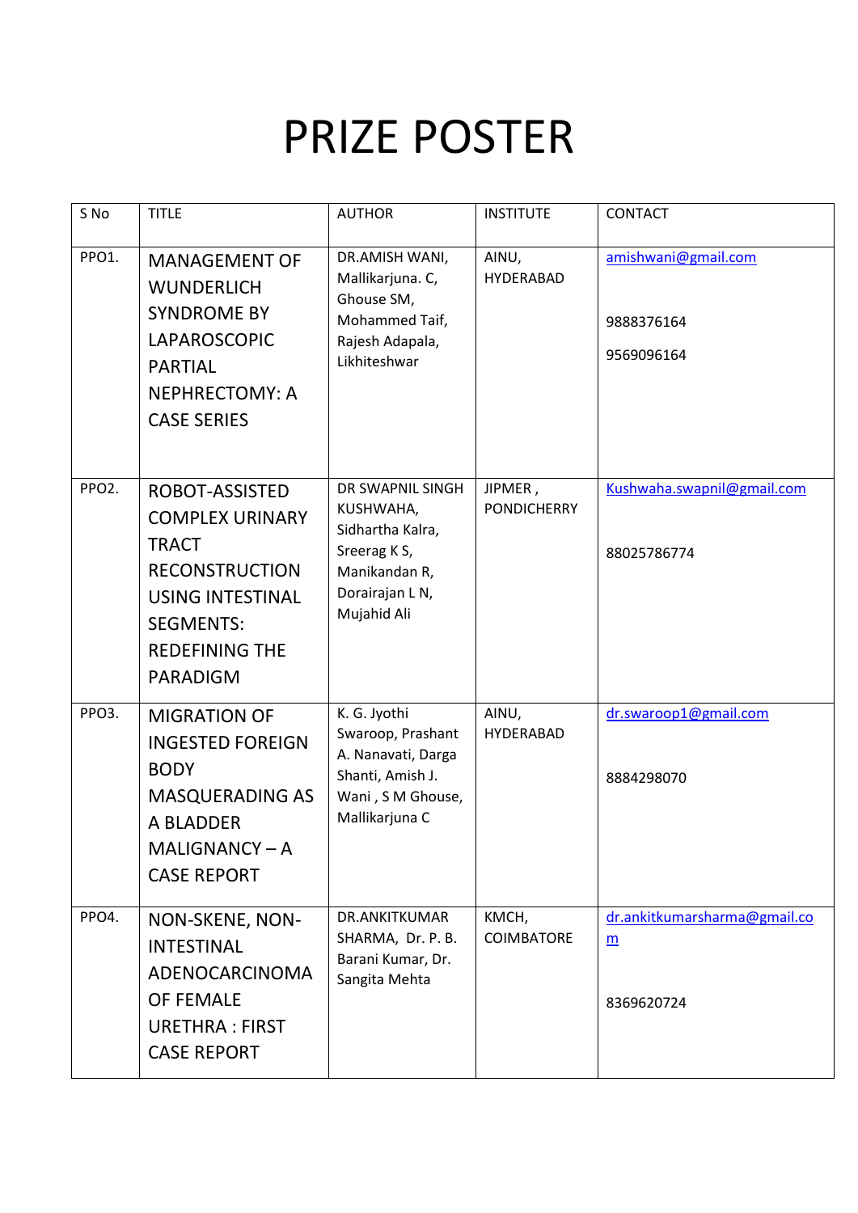# PRIZE POSTER

| S No | TITLE | AUTHOR | INSTITUTE | CONTACT |
|---|---|---|---|---|
| PPO1. | MANAGEMENT OF WUNDERLICH SYNDROME BY LAPAROSCOPIC PARTIAL NEPHRECTOMY: A CASE SERIES | DR.AMISH WANI, Mallikarjuna. C, Ghouse SM, Mohammed Taif, Rajesh Adapala, Likhiteshwar | AINU, HYDERABAD | amishwani@gmail.com<br><br>9888376164<br>9569096164 |
| PPO2. | ROBOT-ASSISTED COMPLEX URINARY TRACT RECONSTRUCTION USING INTESTINAL SEGMENTS: REDEFINING THE PARADIGM | DR SWAPNIL SINGH KUSHWAHA, Sidhartha Kalra, Sreerag K S, Manikandan R, Dorairajan L N, Mujahid Ali | JIPMER , PONDICHERRY | Kushwaha.swapnil@gmail.com<br><br>88025786774 |
| PPO3. | MIGRATION OF INGESTED FOREIGN BODY MASQUERADING AS A BLADDER MALIGNANCY – A CASE REPORT | K. G. Jyothi Swaroop, Prashant A. Nanavati, Darga Shanti, Amish J. Wani , S M Ghouse, Mallikarjuna C | AINU, HYDERABAD | dr.swaroop1@gmail.com<br><br>8884298070 |
| PPO4. | NON-SKENE, NON-INTESTINAL ADENOCARCINOMA OF FEMALE URETHRA : FIRST CASE REPORT | DR.ANKITKUMAR SHARMA, Dr. P. B. Barani Kumar, Dr. Sangita Mehta | KMCH, COIMBATORE | dr.ankitkumarsharma@gmail.com<br><br>8369620724 |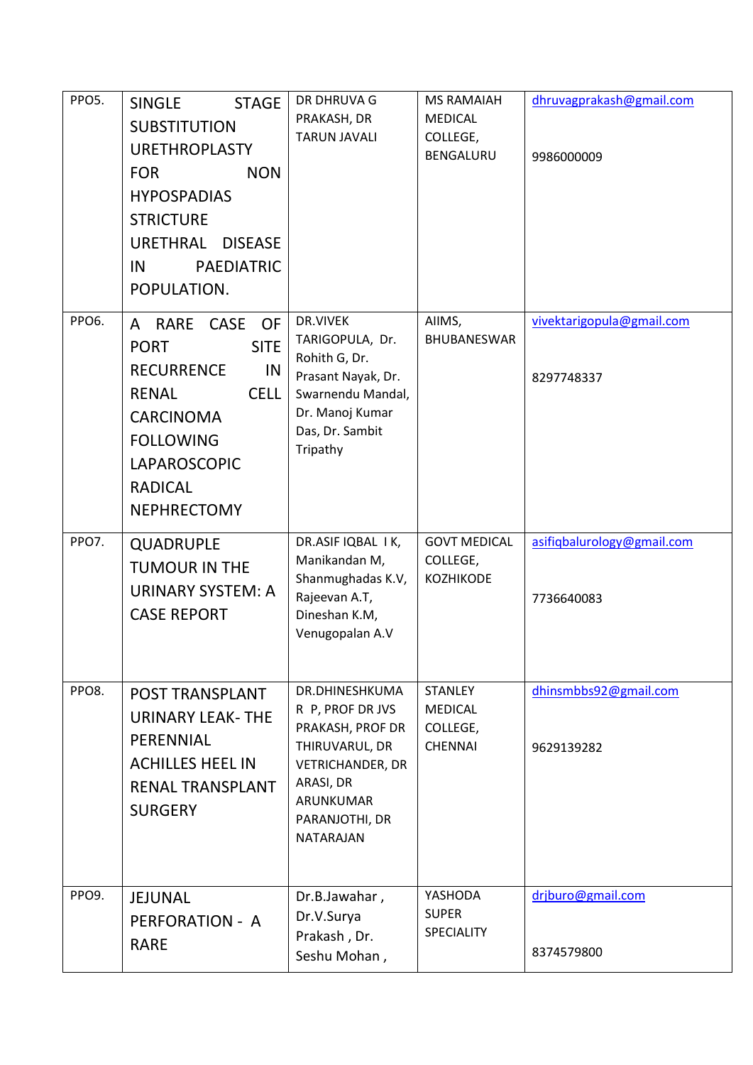| | | | | |
|---|---|---|---|---|
| PPO5. | SINGLE STAGE SUBSTITUTION URETHROPLASTY FOR NON HYPOSPADIAS STRICTURE URETHRAL DISEASE IN PAEDIATRIC POPULATION. | DR DHRUVA G PRAKASH, DR TARUN JAVALI | MS RAMAIAH MEDICAL COLLEGE, BENGALURU | dhruvagprakash@gmail.com<br><br>9986000009 |
| PPO6. | A RARE CASE OF PORT SITE RECURRENCE IN RENAL CELL CARCINOMA FOLLOWING LAPAROSCOPIC RADICAL NEPHRECTOMY | DR.VIVEK TARIGOPULA, Dr. Rohith G, Dr. Prasant Nayak, Dr. Swarnendu Mandal, Dr. Manoj Kumar Das, Dr. Sambit Tripathy | AIIMS, BHUBANESWAR | vivektarigopula@gmail.com<br><br>8297748337 |
| PPO7. | QUADRUPLE TUMOUR IN THE URINARY SYSTEM: A CASE REPORT | DR.ASIF IQBAL I K, Manikandan M, Shanmughadas K.V, Rajeevan A.T, Dineshan K.M, Venugopalan A.V | GOVT MEDICAL COLLEGE, KOZHIKODE | asifiqbalurology@gmail.com<br><br>7736640083 |
| PPO8. | POST TRANSPLANT URINARY LEAK- THE PERENNIAL ACHILLES HEEL IN RENAL TRANSPLANT SURGERY | DR.DHINESHKUMAR P, PROF DR JVS PRAKASH, PROF DR THIRUVARUL, DR VETRICHANDER, DR ARASI, DR ARUNKUMAR PARANJOTHI, DR NATARAJAN | STANLEY MEDICAL COLLEGE, CHENNAI | dhinsmbbs92@gmail.com<br><br>9629139282 |
| PPO9. | JEJUNAL PERFORATION - A RARE | Dr.B.Jawahar , Dr.V.Surya Prakash , Dr. Seshu Mohan , | YASHODA SUPER SPECIALITY | drjburo@gmail.com<br><br>8374579800 |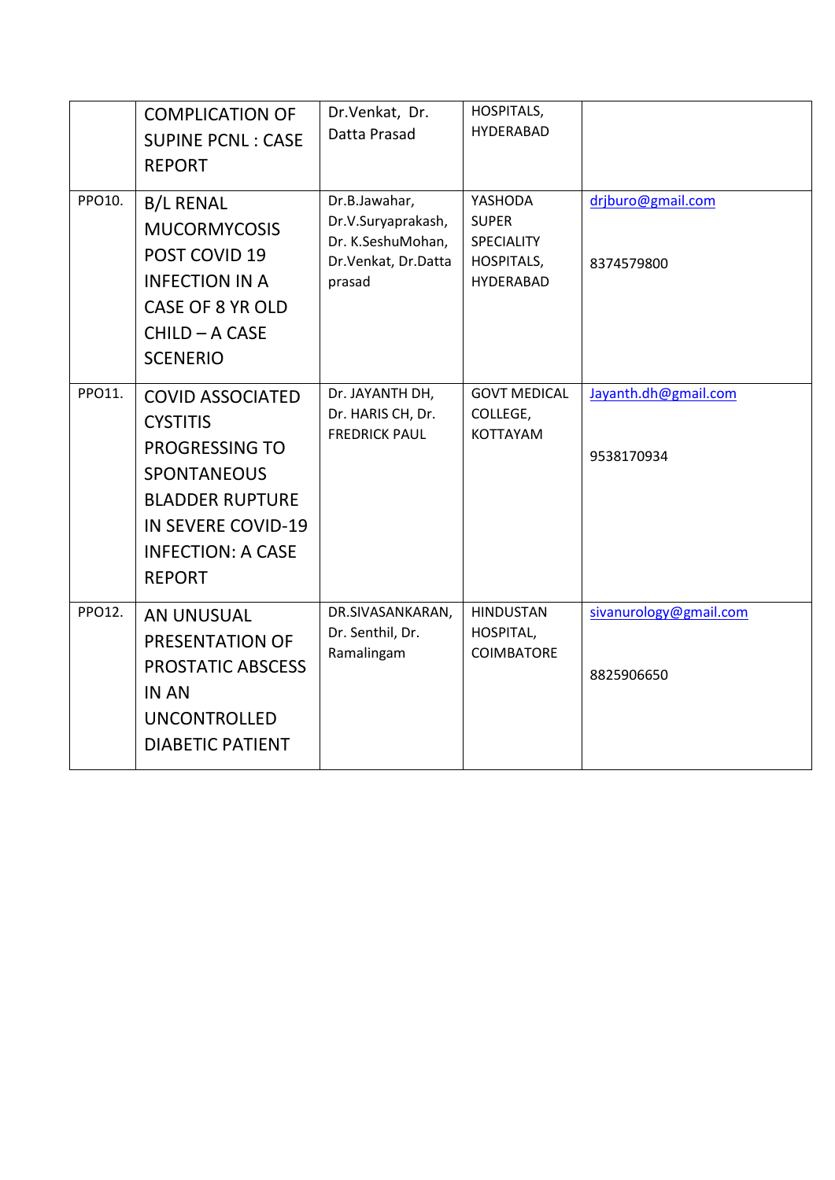| | COMPLICATION OF SUPINE PCNL : CASE REPORT | Dr.Venkat, Dr. Datta Prasad | HOSPITALS, HYDERABAD | |
|---|---|---|---|---|
| PPO10. | B/L RENAL MUCORMYCOSIS POST COVID 19 INFECTION IN A CASE OF 8 YR OLD CHILD – A CASE SCENERIO | Dr.B.Jawahar, Dr.V.Suryaprakash, Dr. K.SeshuMohan, Dr.Venkat, Dr.Datta prasad | YASHODA SUPER SPECIALITY HOSPITALS, HYDERABAD | drjburo@gmail.com<br><br>8374579800 |
| PPO11. | COVID ASSOCIATED CYSTITIS PROGRESSING TO SPONTANEOUS BLADDER RUPTURE IN SEVERE COVID-19 INFECTION: A CASE REPORT | Dr. JAYANTH DH, Dr. HARIS CH, Dr. FREDRICK PAUL | GOVT MEDICAL COLLEGE, KOTTAYAM | Jayanth.dh@gmail.com<br><br>9538170934 |
| PPO12. | AN UNUSUAL PRESENTATION OF PROSTATIC ABSCESS IN AN UNCONTROLLED DIABETIC PATIENT | DR.SIVASANKARAN, Dr. Senthil, Dr. Ramalingam | HINDUSTAN HOSPITAL, COIMBATORE | sivanurology@gmail.com<br><br>8825906650 |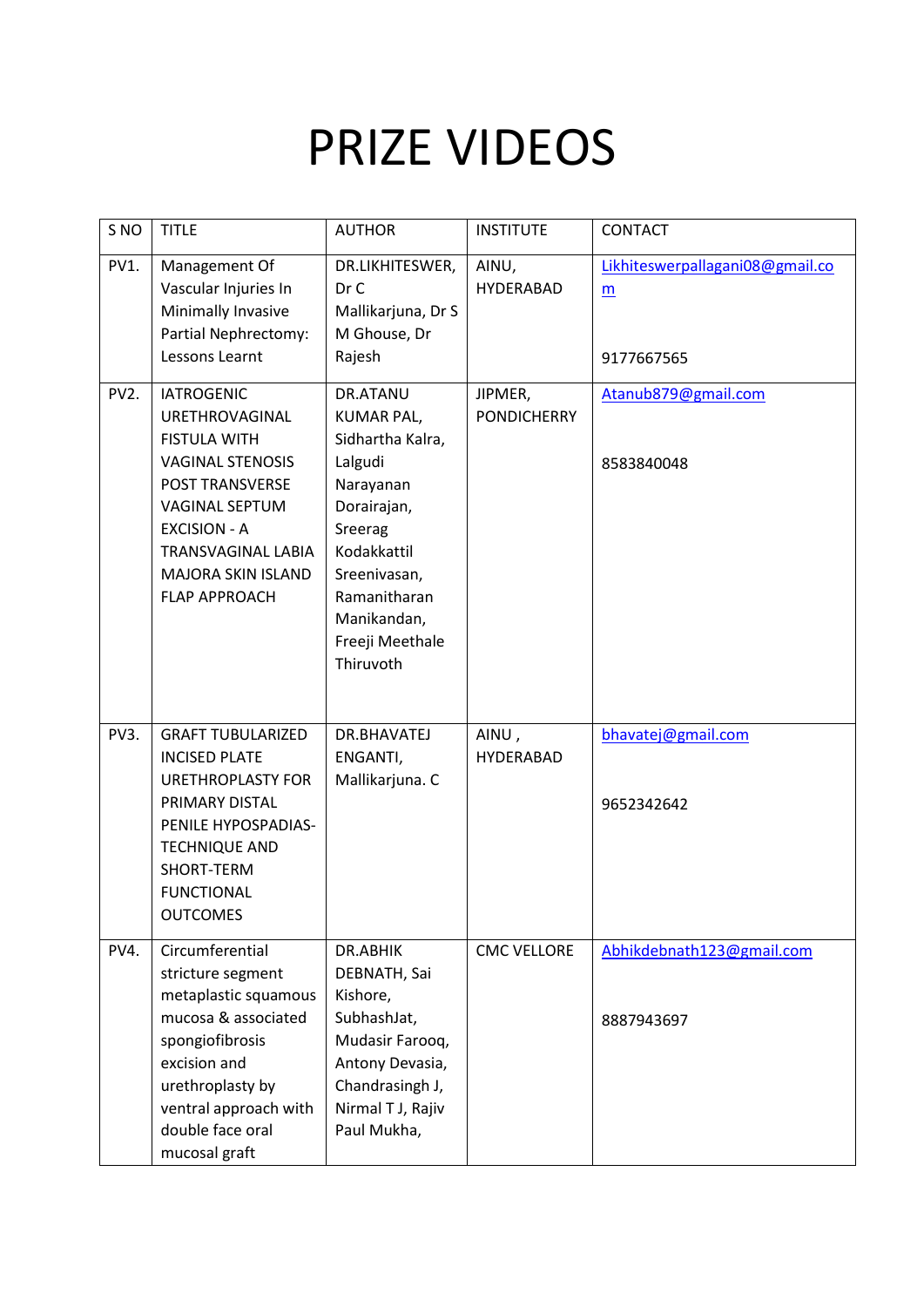# PRIZE VIDEOS

| S NO | TITLE | AUTHOR | INSTITUTE | CONTACT |
|---|---|---|---|---|
| PV1. | Management Of Vascular Injuries In Minimally Invasive Partial Nephrectomy: Lessons Learnt | DR.LIKHITESWER, Dr C Mallikarjuna, Dr S M Ghouse, Dr Rajesh | AINU, HYDERABAD | Likhiteswerpallagani08@gmail.com<br><br>9177667565 |
| PV2. | IATROGENIC URETHROVAGINAL FISTULA WITH VAGINAL STENOSIS POST TRANSVERSE VAGINAL SEPTUM EXCISION - A TRANSVAGINAL LABIA MAJORA SKIN ISLAND FLAP APPROACH | DR.ATANU KUMAR PAL, Sidhartha Kalra, Lalgudi Narayanan Dorairajan, Sreerag Kodakkattil Sreenivasan, Ramanitharan Manikandan, Freeji Meethale Thiruvoth | JIPMER, PONDICHERRY | Atanub879@gmail.com<br><br>8583840048 |
| PV3. | GRAFT TUBULARIZED INCISED PLATE URETHROPLASTY FOR PRIMARY DISTAL PENILE HYPOSPADIAS-TECHNIQUE AND SHORT-TERM FUNCTIONAL OUTCOMES | DR.BHAVATEJ ENGANTI, Mallikarjuna. C | AINU , HYDERABAD | bhavatej@gmail.com<br><br>9652342642 |
| PV4. | Circumferential stricture segment metaplastic squamous mucosa & associated spongiofibrosis excision and urethroplasty by ventral approach with double face oral mucosal graft | DR.ABHIK DEBNATH, Sai Kishore, SubhashJat, Mudasir Farooq, Antony Devasia, Chandrasingh J, Nirmal T J, Rajiv Paul Mukha, | CMC VELLORE | Abhikdebnath123@gmail.com<br><br>8887943697 |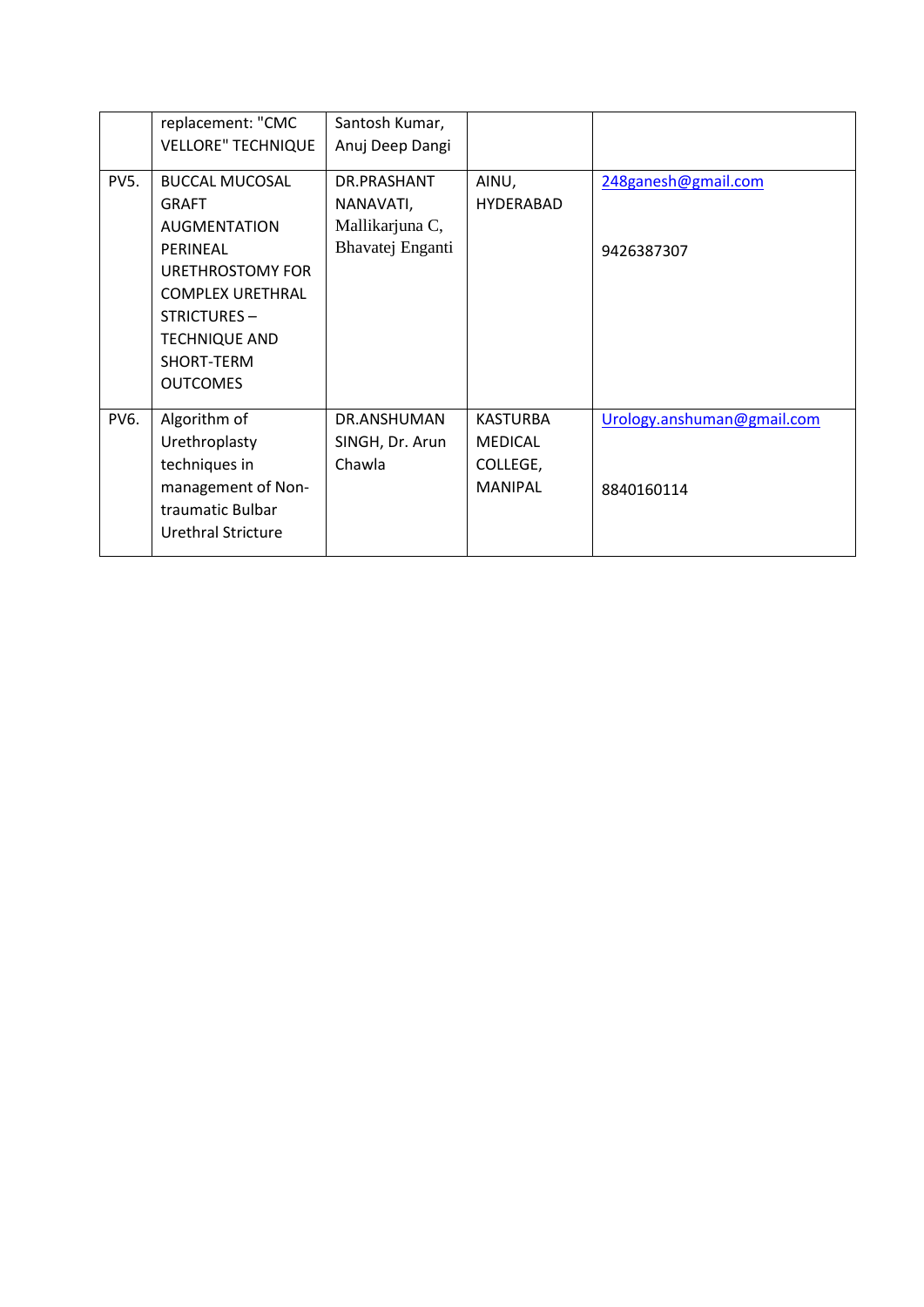| | | | | |
|---|---|---|---|---|
| | replacement: "CMC VELLORE" TECHNIQUE | Santosh Kumar, Anuj Deep Dangi | | |
| PV5. | BUCCAL MUCOSAL GRAFT AUGMENTATION PERINEAL URETHROSTOMY FOR COMPLEX URETHRAL STRICTURES – TECHNIQUE AND SHORT-TERM OUTCOMES | DR.PRASHANT NANAVATI, Mallikarjuna C, Bhavatej Enganti | AINU, HYDERABAD | 248ganesh@gmail.com<br><br>9426387307 |
| PV6. | Algorithm of Urethroplasty techniques in management of Non-traumatic Bulbar Urethral Stricture | DR.ANSHUMAN SINGH, Dr. Arun Chawla | KASTURBA MEDICAL COLLEGE, MANIPAL | Urology.anshuman@gmail.com<br><br>8840160114 |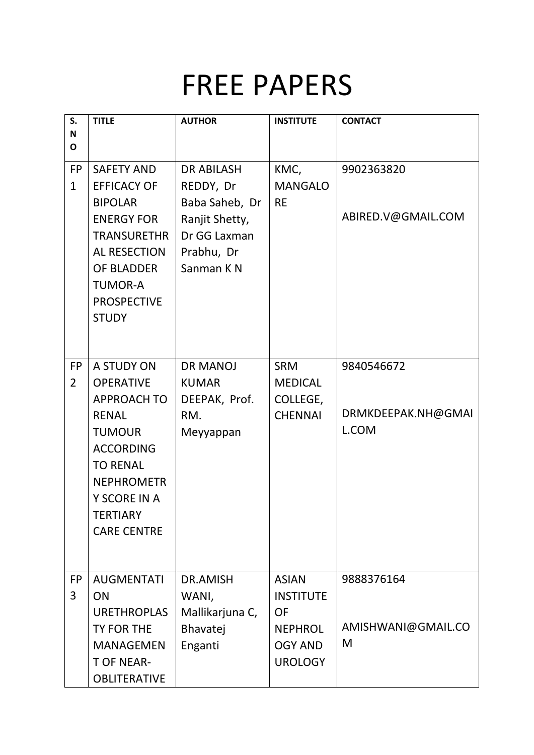# FREE PAPERS

| S. NO | TITLE | AUTHOR | INSTITUTE | CONTACT |
|---|---|---|---|---|
| FP 1 | SAFETY AND EFFICACY OF BIPOLAR ENERGY FOR TRANSURETHRAL RESECTION OF BLADDER TUMOR-A PROSPECTIVE STUDY | DR ABILASH REDDY, Dr Baba Saheb, Dr Ranjit Shetty, Dr GG Laxman Prabhu, Dr Sanman K N | KMC, MANGALORE | 9902363820<br><br>ABIRED.V@GMAIL.COM |
| FP 2 | A STUDY ON OPERATIVE APPROACH TO RENAL TUMOUR ACCORDING TO RENAL NEPHROMETRY SCORE IN A TERTIARY CARE CENTRE | DR MANOJ KUMAR DEEPAK, Prof. RM. Meyyappan | SRM MEDICAL COLLEGE, CHENNAI | 9840546672<br><br>DRMKDEEPAK.NH@GMAIL.COM |
| FP 3 | AUGMENTATION URETHROPLASTY FOR THE MANAGEMENT OF NEAR-OBLITERATIVE | DR.AMISH WANI, Mallikarjuna C, Bhavatej Enganti | ASIAN INSTITUTE OF NEPHROLOGY AND UROLOGY | 9888376164<br><br>AMISHWANI@GMAIL.COM |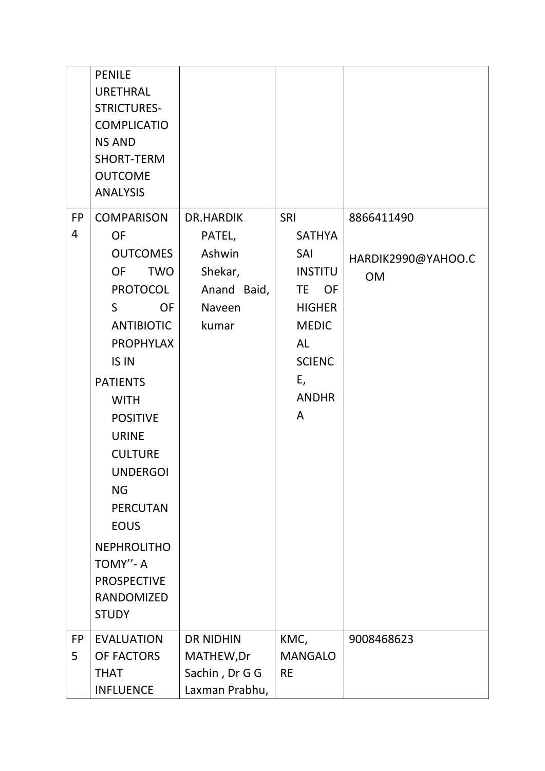| | | | | |
|---|---|---|---|---|
| | PENILE URETHRAL STRICTURES- COMPLICATIONS AND SHORT-TERM OUTCOME ANALYSIS | | | |
| FP 4 | COMPARISON OF OUTCOMES OF TWO PROTOCOLS OF ANTIBIOTIC PROPHYLAXIS IN PATIENTS WITH POSITIVE URINE CULTURE UNDERGOING PERCUTANEOUS NEPHROLITHOTOMY''- A PROSPECTIVE RANDOMIZED STUDY | DR.HARDIK PATEL, Ashwin Shekar, Anand Baid, Naveen kumar | SRI SATHYA SAI INSTITUTE OF HIGHER MEDICAL SCIENCE, ANDHRA | 8866411490<br><br>HARDIK2990@YAHOO.COM |
| FP 5 | EVALUATION OF FACTORS THAT INFLUENCE | DR NIDHIN MATHEW,Dr Sachin , Dr G G Laxman Prabhu, | KMC, MANGALORE | 9008468623 |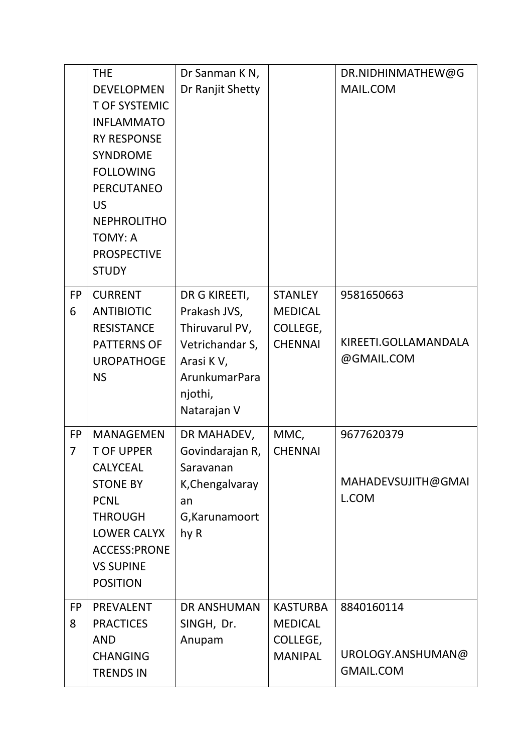|  | THE DEVELOPMENT OF SYSTEMIC INFLAMMATORY RESPONSE SYNDROME FOLLOWING PERCUTANEOUS NEPHROLITHOTOMY: A PROSPECTIVE STUDY | Dr Sanman K N, Dr Ranjit Shetty |  | DR.NIDHINMATHEW@GMAIL.COM |
|---|---|---|---|---|
| FP 6 | CURRENT ANTIBIOTIC RESISTANCE PATTERNS OF UROPATHOGENS | DR G KIREETI, Prakash JVS, Thiruvarul PV, Vetrichandar S, Arasi K V, ArunkumarParanjothi, Natarajan V | STANLEY MEDICAL COLLEGE, CHENNAI | 9581650663<br><br>KIREETI.GOLLAMANDALA@GMAIL.COM |
| FP 7 | MANAGEMENT OF UPPER CALYCEAL STONE BY PCNL THROUGH LOWER CALYX ACCESS:PRONE VS SUPINE POSITION | DR MAHADEV, Govindarajan R, Saravanan K,Chengalvarayan G,Karunamoorthy R | MMC, CHENNAI | 9677620379<br><br>MAHADEVSUJITH@GMAIL.COM |
| FP 8 | PREVALENT PRACTICES AND CHANGING TRENDS IN | DR ANSHUMAN SINGH, Dr. Anupam | KASTURBA MEDICAL COLLEGE, MANIPAL | 8840160114<br><br>UROLOGY.ANSHUMAN@GMAIL.COM |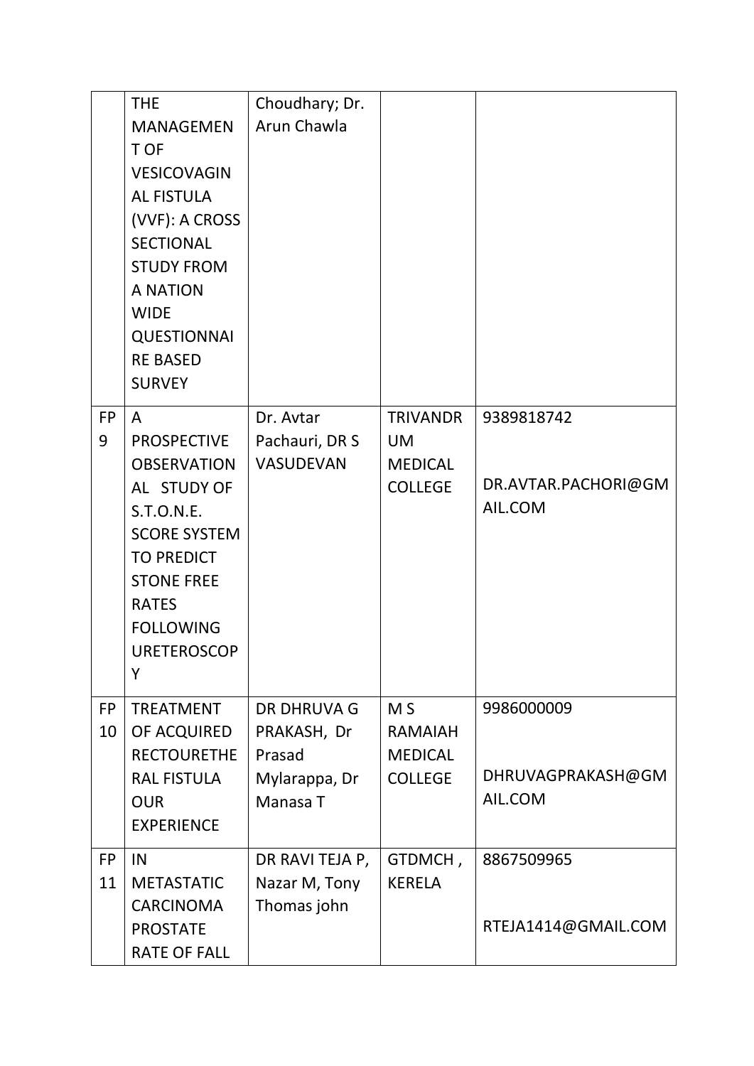| | THE MANAGEMENT OF VESICOVAGINAL FISTULA (VVF): A CROSS SECTIONAL STUDY FROM A NATION WIDE QUESTIONNAIRE BASED SURVEY | Choudhary; Dr. Arun Chawla | | |
|---|---|---|---|---|
| FP 9 | A PROSPECTIVE OBSERVATIONAL STUDY OF S.T.O.N.E. SCORE SYSTEM TO PREDICT STONE FREE RATES FOLLOWING URETEROSCOPY | Dr. Avtar Pachauri, DR S VASUDEVAN | TRIVANDRUM MEDICAL COLLEGE | 9389818742<br><br>DR.AVTAR.PACHORI@GMAIL.COM |
| FP 10 | TREATMENT OF ACQUIRED RECTOURETHERAL FISTULA OUR EXPERIENCE | DR DHRUVA G PRAKASH, Dr Prasad Mylarappa, Dr Manasa T | M S RAMAIAH MEDICAL COLLEGE | 9986000009<br><br>DHRUVAGPRAKASH@GMAIL.COM |
| FP 11 | IN METASTATIC CARCINOMA PROSTATE RATE OF FALL | DR RAVI TEJA P, Nazar M, Tony Thomas john | GTDMCH , KERELA | 8867509965<br><br>RTEJA1414@GMAIL.COM |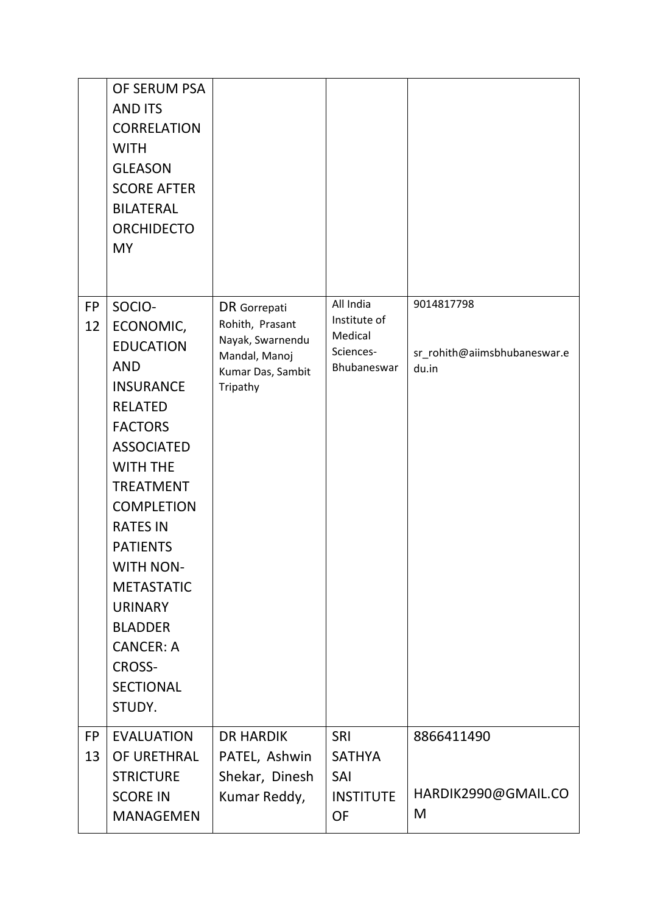| | | | | |
|---|---|---|---|---|
| | OF SERUM PSA AND ITS CORRELATION WITH GLEASON SCORE AFTER BILATERAL ORCHIDECTOMY | | | |
| FP 12 | SOCIO-ECONOMIC, EDUCATION AND INSURANCE RELATED FACTORS ASSOCIATED WITH THE TREATMENT COMPLETION RATES IN PATIENTS WITH NON-METASTATIC URINARY BLADDER CANCER: A CROSS-SECTIONAL STUDY. | DR Gorrepati Rohith, Prasant Nayak, Swarnendu Mandal, Manoj Kumar Das, Sambit Tripathy | All India Institute of Medical Sciences-Bhubaneswar | 9014817798<br><br>sr_rohith@aiimsbhubaneswar.edu.in |
| FP 13 | EVALUATION OF URETHRAL STRICTURE SCORE IN MANAGEMEN | DR HARDIK PATEL, Ashwin Shekar, Dinesh Kumar Reddy, | SRI SATHYA SAI INSTITUTE OF | 8866411490<br><br>HARDIK2990@GMAIL.COM |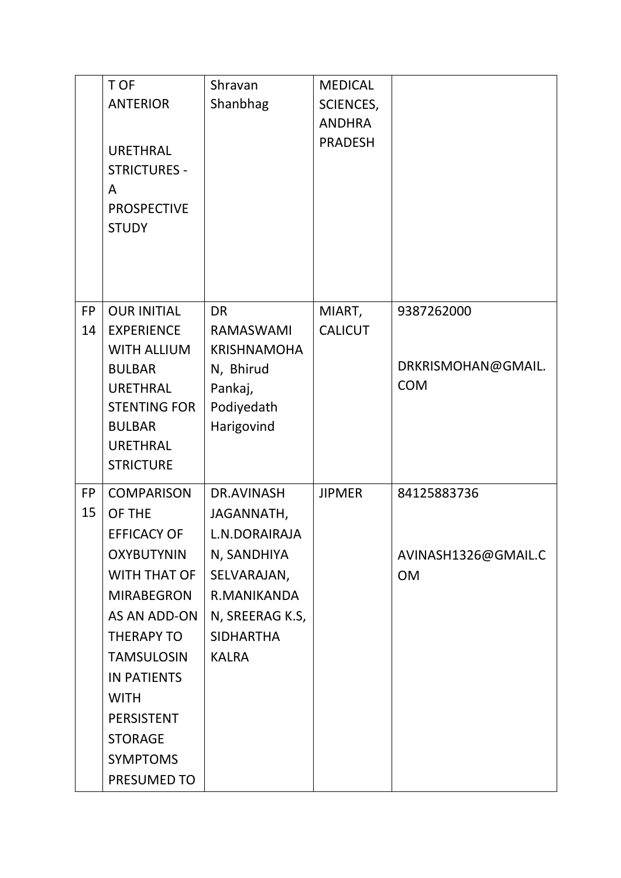|  | T OF ANTERIOR URETHRAL STRICTURES - A PROSPECTIVE STUDY | Shravan Shanbhag | MEDICAL SCIENCES, ANDHRA PRADESH |  |
|---|---|---|---|---|
| FP 14 | OUR INITIAL EXPERIENCE WITH ALLIUM BULBAR URETHRAL STENTING FOR BULBAR URETHRAL STRICTURE | DR RAMASWAMI KRISHNAMOHAN, Bhirud Pankaj, Podiyedath Harigovind | MIART, CALICUT | 9387262000 DRKRISMOHAN@GMAIL.COM |
| FP 15 | COMPARISON OF THE EFFICACY OF OXYBUTYNIN WITH THAT OF MIRABEGRON AS AN ADD-ON THERAPY TO TAMSULOSIN IN PATIENTS WITH PERSISTENT STORAGE SYMPTOMS PRESUMED TO | DR.AVINASH JAGANNATH, L.N.DORAIRAJAN, SANDHIYA SELVARAJAN, R.MANIKANDAN, SREERAG K.S, SIDHARTHA KALRA | JIPMER | 84125883736 AVINASH1326@GMAIL.COM |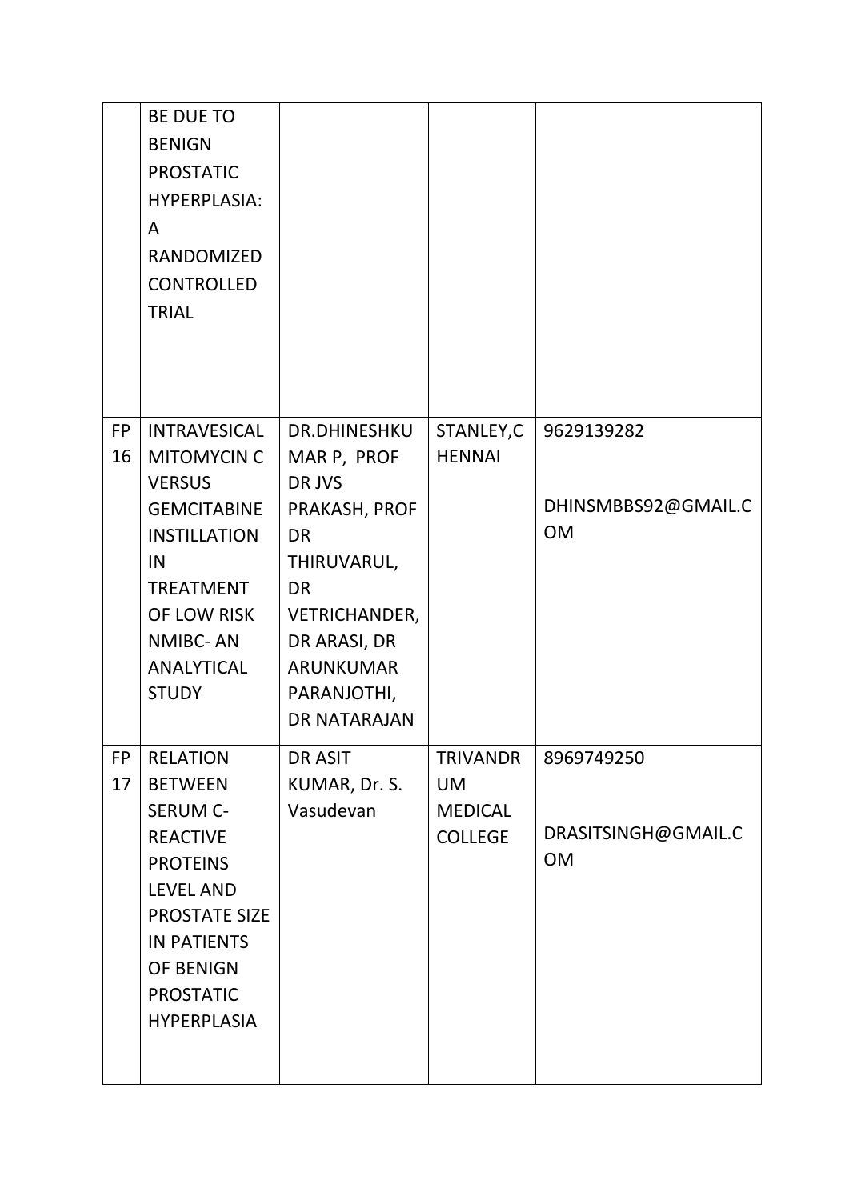|  |  |  |  |  |
|---|---|---|---|---|
|  | BE DUE TO BENIGN PROSTATIC HYPERPLASIA: A RANDOMIZED CONTROLLED TRIAL |  |  |  |
| FP 16 | INTRAVESICAL MITOMYCIN C VERSUS GEMCITABINE INSTILLATION IN TREATMENT OF LOW RISK NMIBC- AN ANALYTICAL STUDY | DR.DHINESHKUMAR P, PROF DR JVS PRAKASH, PROF DR THIRUVARUL, DR VETRICHANDER, DR ARASI, DR ARUNKUMAR PARANJOTHI, DR NATARAJAN | STANLEY,CHENNAI | 9629139282<br><br>DHINSMBBS92@GMAIL.COM |
| FP 17 | RELATION BETWEEN SERUM C-REACTIVE PROTEINS LEVEL AND PROSTATE SIZE IN PATIENTS OF BENIGN PROSTATIC HYPERPLASIA | DR ASIT KUMAR, Dr. S. Vasudevan | TRIVANDRUM MEDICAL COLLEGE | 8969749250<br><br>DRASITSINGH@GMAIL.COM |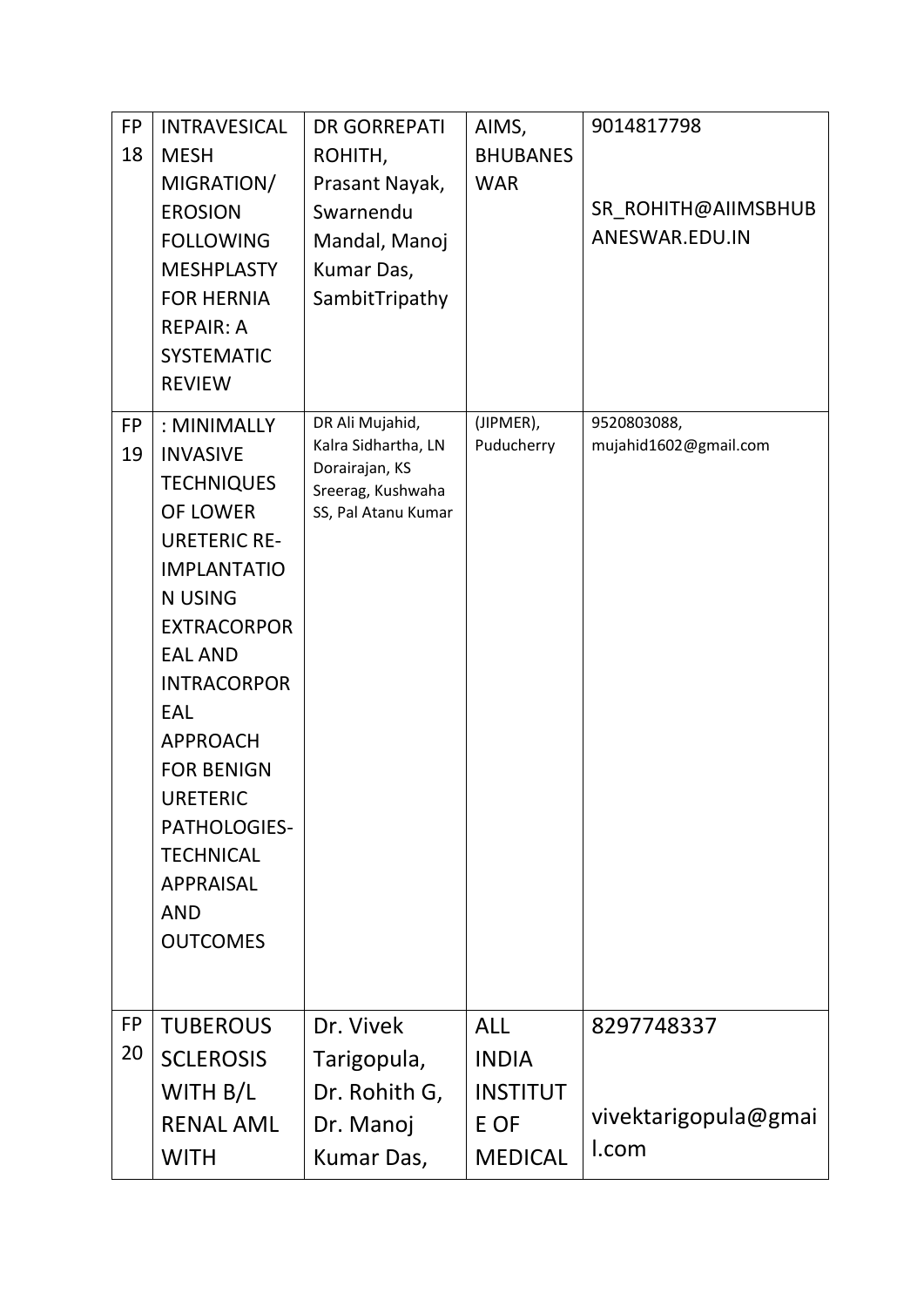| FP 18 | INTRAVESICAL MESH MIGRATION/ EROSION FOLLOWING MESHPLASTY FOR HERNIA REPAIR: A SYSTEMATIC REVIEW | DR GORREPATI ROHITH, Prasant Nayak, Swarnendu Mandal, Manoj Kumar Das, SambitTripathy | AIMS, BHUBANESWAR | 9014817798 SR_ROHITH@AIIMSBHUBANESWAR.EDU.IN |
|---|---|---|---|---|
| FP 19 | : MINIMALLY INVASIVE TECHNIQUES OF LOWER URETERIC RE-IMPLANTATION USING EXTRACORPOREAL AND INTRACORPOREAL APPROACH FOR BENIGN URETERIC PATHOLOGIES-TECHNICAL APPRAISAL AND OUTCOMES | DR Ali Mujahid, Kalra Sidhartha, LN Dorairajan, KS Sreerag, Kushwaha SS, Pal Atanu Kumar | (JIPMER), Puducherry | 9520803088, mujahid1602@gmail.com |
| FP 20 | TUBEROUS SCLEROSIS WITH B/L RENAL AML WITH | Dr. Vivek Tarigopula, Dr. Rohith G, Dr. Manoj Kumar Das, | ALL INDIA INSTITUTE OF MEDICAL | 8297748337 vivektarigopula@gmail.com |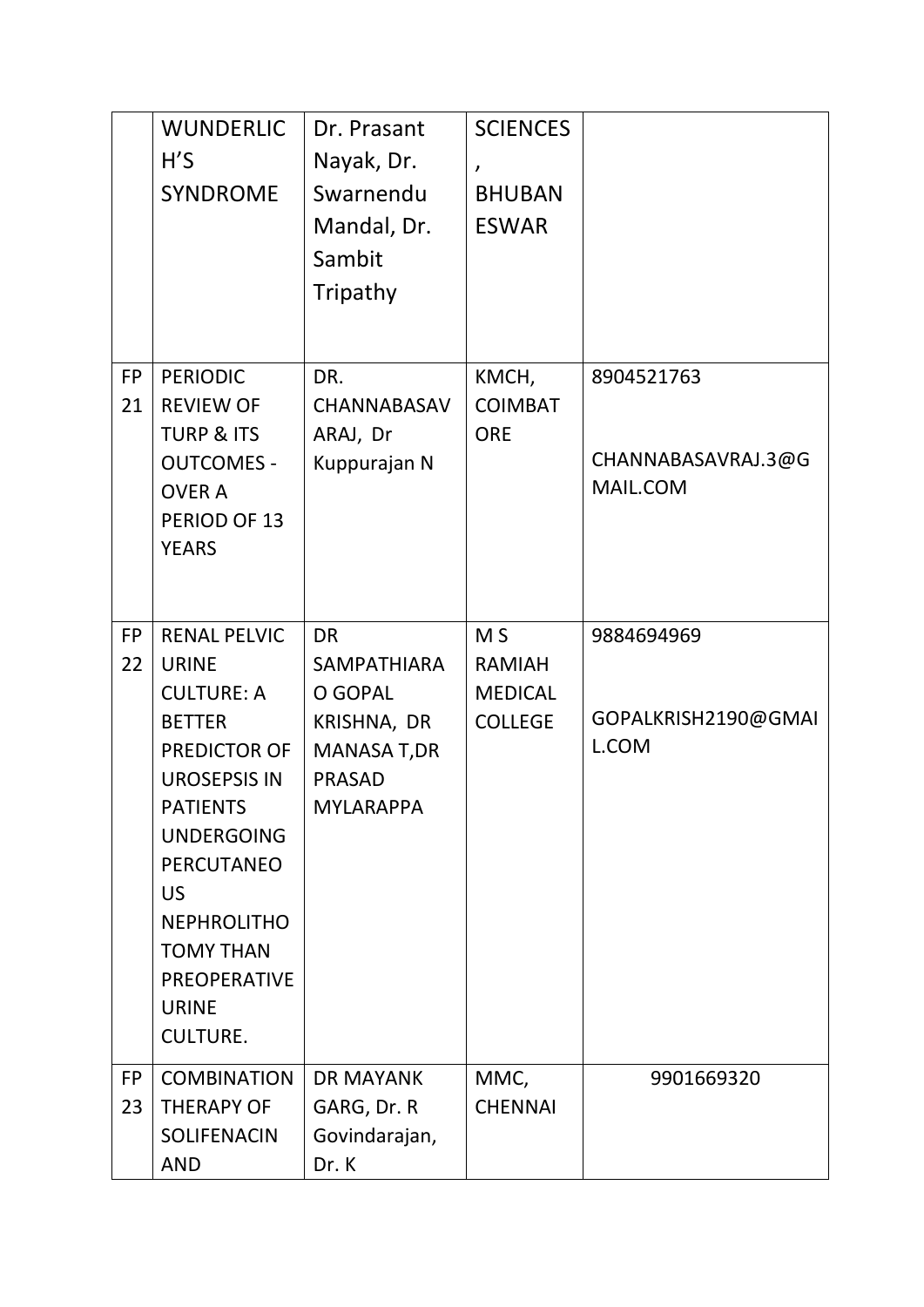| | | | | |
|---|---|---|---|---|
| | WUNDERLICH'S SYNDROME | Dr. Prasant Nayak, Dr. Swarnendu Mandal, Dr. Sambit Tripathy | SCIENCES, BHUBANESWAR | |
| FP 21 | PERIODIC REVIEW OF TURP & ITS OUTCOMES - OVER A PERIOD OF 13 YEARS | DR. CHANNABASAVARAJ, Dr Kuppurajan N | KMCH, COIMBATORE | 8904521763<br><br>CHANNABASAVRAJ.3@GMAIL.COM |
| FP 22 | RENAL PELVIC URINE CULTURE: A BETTER PREDICTOR OF UROSEPSIS IN PATIENTS UNDERGOING PERCUTANEOUS NEPHROLITHOTOMY THAN PREOPERATIVE URINE CULTURE. | DR SAMPATHIARAO GOPAL KRISHNA, DR MANASA T,DR PRASAD MYLARAPPA | M S RAMIAH MEDICAL COLLEGE | 9884694969<br><br>GOPALKRISH2190@GMAIL.COM |
| FP 23 | COMBINATION THERAPY OF SOLIFENACIN AND | DR MAYANK GARG, Dr. R Govindarajan, Dr. K | MMC, CHENNAI | 9901669320 |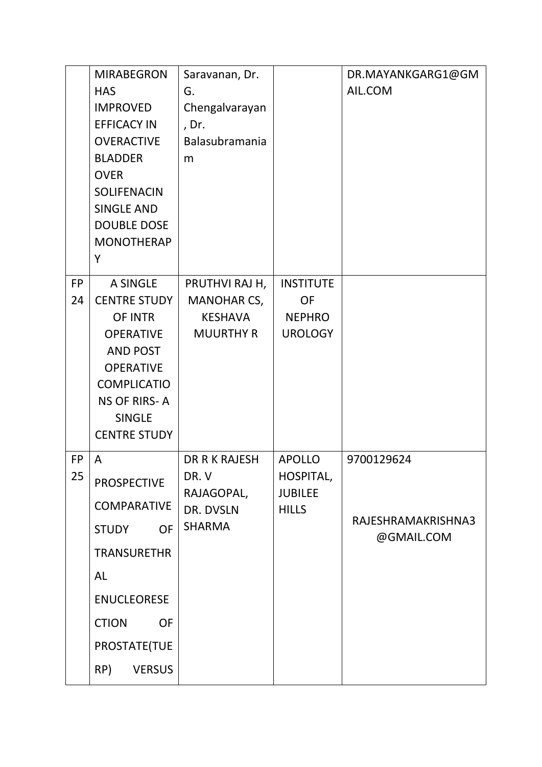| | | | | |
|---|---|---|---|---|
| | MIRABEGRON HAS IMPROVED EFFICACY IN OVERACTIVE BLADDER OVER SOLIFENACIN SINGLE AND DOUBLE DOSE MONOTHERAPY | Saravanan, Dr. G. Chengalvarayan, Dr. Balasubramaniam | | DR.MAYANKGARG1@GMAIL.COM |
| FP 24 | A SINGLE CENTRE STUDY OF INTR OPERATIVE AND POST OPERATIVE COMPLICATIONS OF RIRS- A SINGLE CENTRE STUDY | PRUTHVI RAJ H, MANOHAR CS, KESHAVA MUURTHY R | INSTITUTE OF NEPHRO UROLOGY | |
| FP 25 | A PROSPECTIVE COMPARATIVE STUDY OF TRANSURETHRAL ENUCLEORESECTION OF PROSTATE(TUERP) VERSUS | DR R K RAJESH DR. V RAJAGOPAL, DR. DVSLN SHARMA | APOLLO HOSPITAL, JUBILEE HILLS | 9700129624<br><br>RAJESHRAMAKRISHNA3@GMAIL.COM |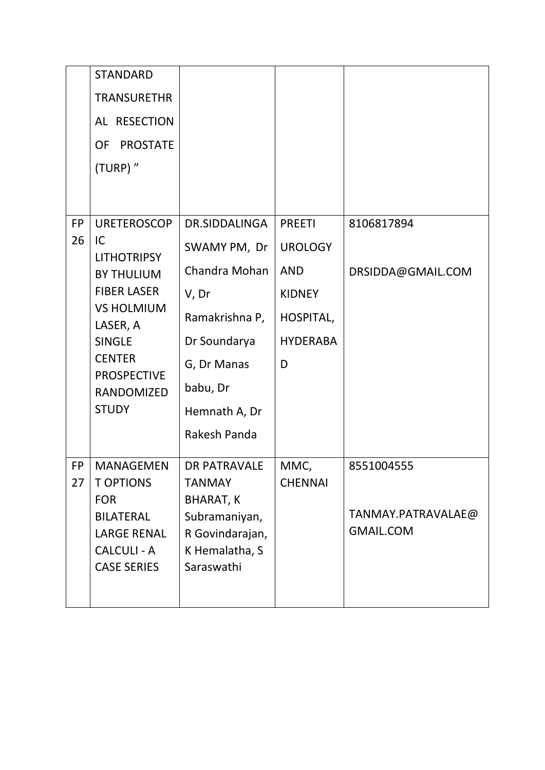| | | | | |
|---|---|---|---|---|
| | STANDARD TRANSURETHRAL RESECTION OF PROSTATE (TURP) ” | | | |
| FP 26 | URETEROSCOPIC LITHOTRIPSY BY THULIUM FIBER LASER VS HOLMIUM LASER, A SINGLE CENTER PROSPECTIVE RANDOMIZED STUDY | DR.SIDDALINGA SWAMY PM, Dr Chandra Mohan V, Dr Ramakrishna P, Dr Soundarya G, Dr Manas babu, Dr Hemnath A, Dr Rakesh Panda | PREETI UROLOGY AND KIDNEY HOSPITAL, HYDERABAD | 8106817894<br><br>DRSIDDA@GMAIL.COM |
| FP 27 | MANAGEMENT OPTIONS FOR BILATERAL LARGE RENAL CALCULI - A CASE SERIES | DR PATRAVALE TANMAY BHARAT, K Subramaniyan, R Govindarajan, K Hemalatha, S Saraswathi | MMC, CHENNAI | 8551004555<br><br>TANMAY.PATRAVALAE@GMAIL.COM |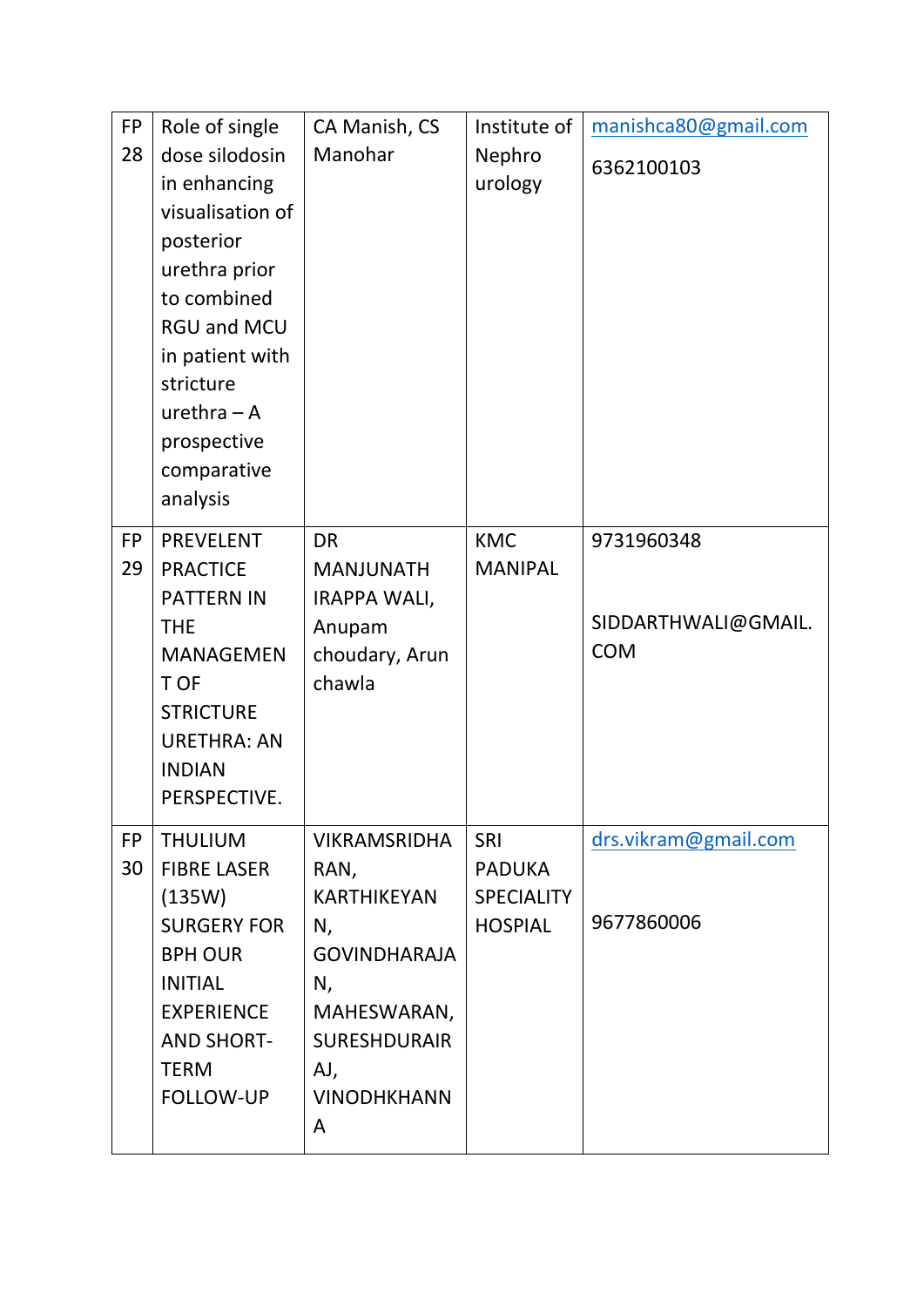| FP 28 | Role of single dose silodosin in enhancing visualisation of posterior urethra prior to combined RGU and MCU in patient with stricture urethra – A prospective comparative analysis | CA Manish, CS Manohar | Institute of Nephro urology | manishca80@gmail.com<br>6362100103 |
|---|---|---|---|---|
| FP 29 | PREVELENT PRACTICE PATTERN IN THE MANAGEMENT OF STRICTURE URETHRA: AN INDIAN PERSPECTIVE. | DR MANJUNATH IRAPPA WALI, Anupam choudary, Arun chawla | KMC MANIPAL | 9731960348<br>SIDDARTHWALI@GMAIL.COM |
| FP 30 | THULIUM FIBRE LASER (135W) SURGERY FOR BPH OUR INITIAL EXPERIENCE AND SHORT-TERM FOLLOW-UP | VIKRAMSRIDHARAN, KARTHIKEYAN N, GOVINDHARAJAN, MAHESWARAN, SURESHDURAIRAJ, VINODHKHANNA | SRI PADUKA SPECIALITY HOSPIAL | drs.vikram@gmail.com<br>9677860006 |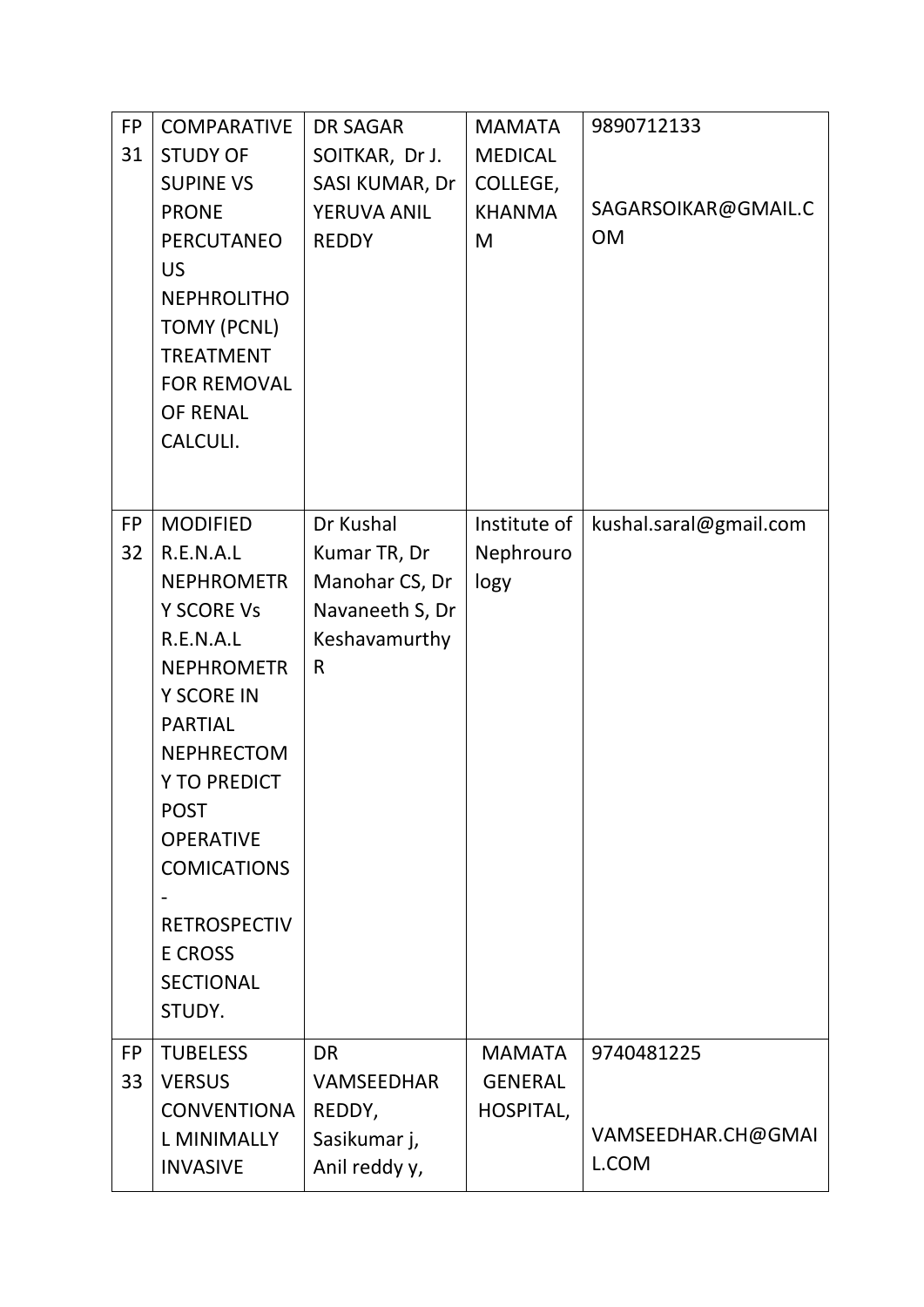| FP 31 | COMPARATIVE STUDY OF SUPINE VS PRONE PERCUTANEOUS NEPHROLITHOTOMY (PCNL) TREATMENT FOR REMOVAL OF RENAL CALCULI. | DR SAGAR SOITKAR, Dr J. SASI KUMAR, Dr YERUVA ANIL REDDY | MAMATA MEDICAL COLLEGE, KHANMAM | 9890712133<br><br>SAGARSOIKAR@GMAIL.COM |
|---|---|---|---|---|
| FP 32 | MODIFIED R.E.N.A.L NEPHROMETRY SCORE Vs R.E.N.A.L NEPHROMETRY SCORE IN PARTIAL NEPHRECTOMY TO PREDICT POST OPERATIVE COMICATIONS - RETROSPECTIVE CROSS SECTIONAL STUDY. | Dr Kushal Kumar TR, Dr Manohar CS, Dr Navaneeth S, Dr Keshavamurthy R | Institute of Nephrourology | kushal.saral@gmail.com |
| FP 33 | TUBELESS VERSUS CONVENTIONAL MINIMALLY INVASIVE | DR VAMSEEDHAR REDDY, Sasikumar j, Anil reddy y, | MAMATA GENERAL HOSPITAL, | 9740481225<br><br>VAMSEEDHAR.CH@GMAIL.COM |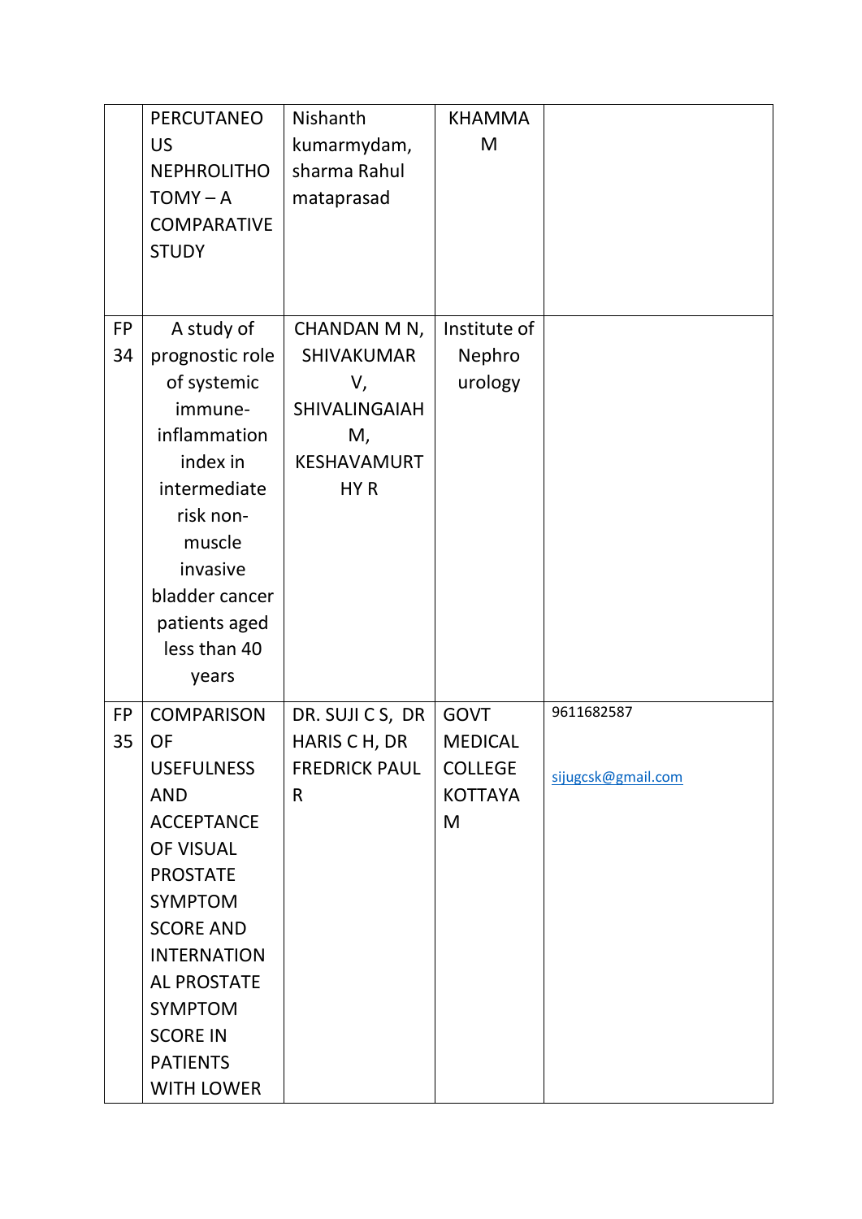| | | | | |
|---|---|---|---|---|
| | PERCUTANEOUS NEPHROLITHOTOMY – A COMPARATIVE STUDY | Nishanth kumarmydam, sharma Rahul mataprasad | KHAMMAM | |
| FP 34 | A study of prognostic role of systemic immune-inflammation index in intermediate risk non-muscle invasive bladder cancer patients aged less than 40 years | CHANDAN M N, SHIVAKUMAR V, SHIVALINGAIAH M, KESHAVAMURTHY R | Institute of Nephro urology | |
| FP 35 | COMPARISON OF USEFULNESS AND ACCEPTANCE OF VISUAL PROSTATE SYMPTOM SCORE AND INTERNATIONAL PROSTATE SYMPTOM SCORE IN PATIENTS WITH LOWER | DR. SUJI C S, DR HARIS C H, DR FREDRICK PAUL R | GOVT MEDICAL COLLEGE KOTTAYAM | 9611682587 sijugcsk@gmail.com |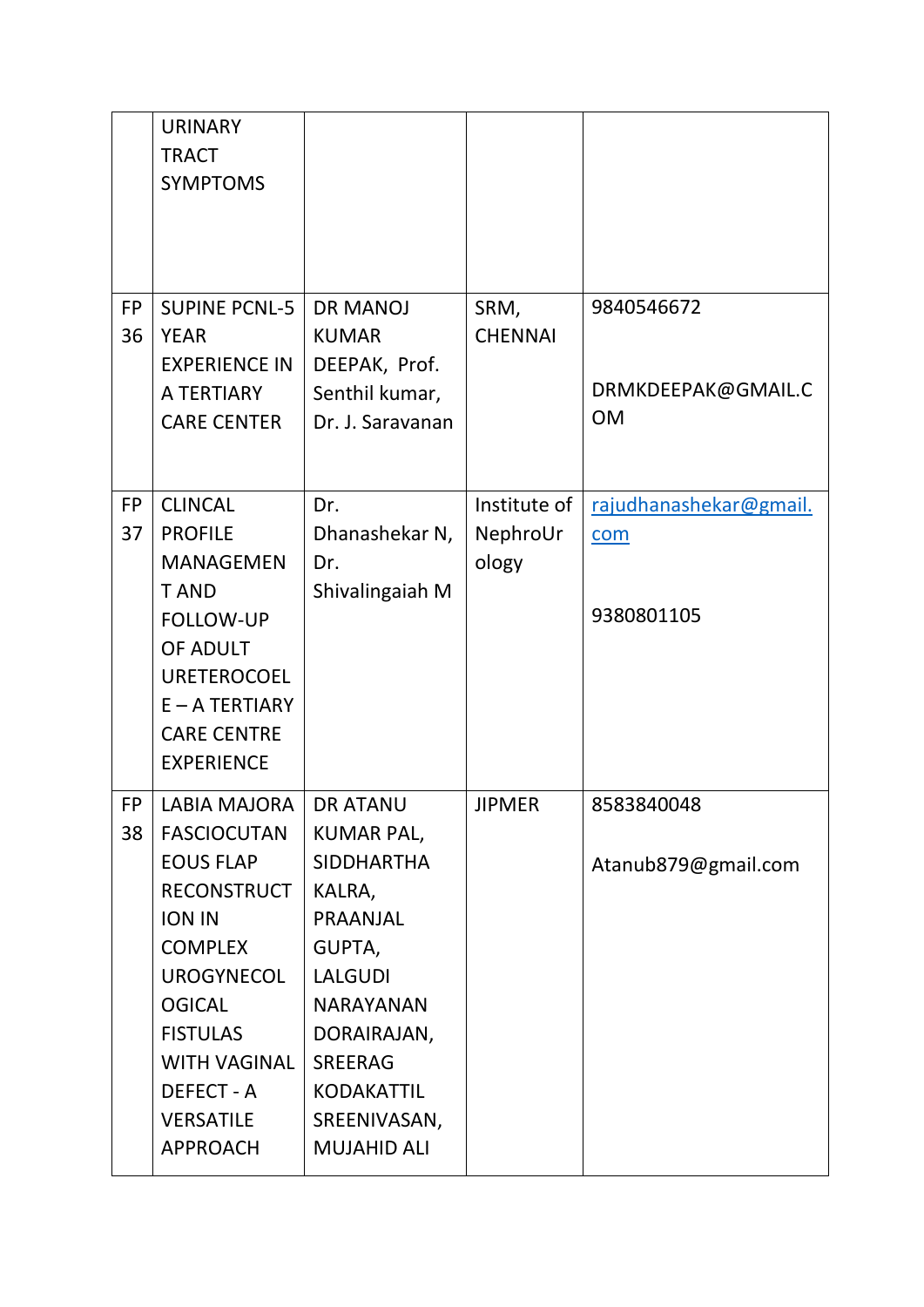| | | | | |
|---|---|---|---|---|
| | URINARY TRACT SYMPTOMS | | | |
| FP 36 | SUPINE PCNL-5 YEAR EXPERIENCE IN A TERTIARY CARE CENTER | DR MANOJ KUMAR DEEPAK, Prof. Senthil kumar, Dr. J. Saravanan | SRM, CHENNAI | 9840546672<br><br>DRMKDEEPAK@GMAIL.COM |
| FP 37 | CLINCAL PROFILE MANAGEMENT AND FOLLOW-UP OF ADULT URETEROCOELE – A TERTIARY CARE CENTRE EXPERIENCE | Dr. Dhanashekar N, Dr. Shivalingaiah M | Institute of NephroUrology | rajudhanashekar@gmail.com<br><br>9380801105 |
| FP 38 | LABIA MAJORA FASCIOCUTANEOUS FLAP RECONSTRUCTION IN COMPLEX UROGYNECOLOGICAL FISTULAS WITH VAGINAL DEFECT - A VERSATILE APPROACH | DR ATANU KUMAR PAL, SIDDHARTHA KALRA, PRAANJAL GUPTA, LALGUDI NARAYANAN DORAIRAJAN, SREERAG KODAKATTIL SREENIVASAN, MUJAHID ALI | JIPMER | 8583840048<br><br>Atanub879@gmail.com |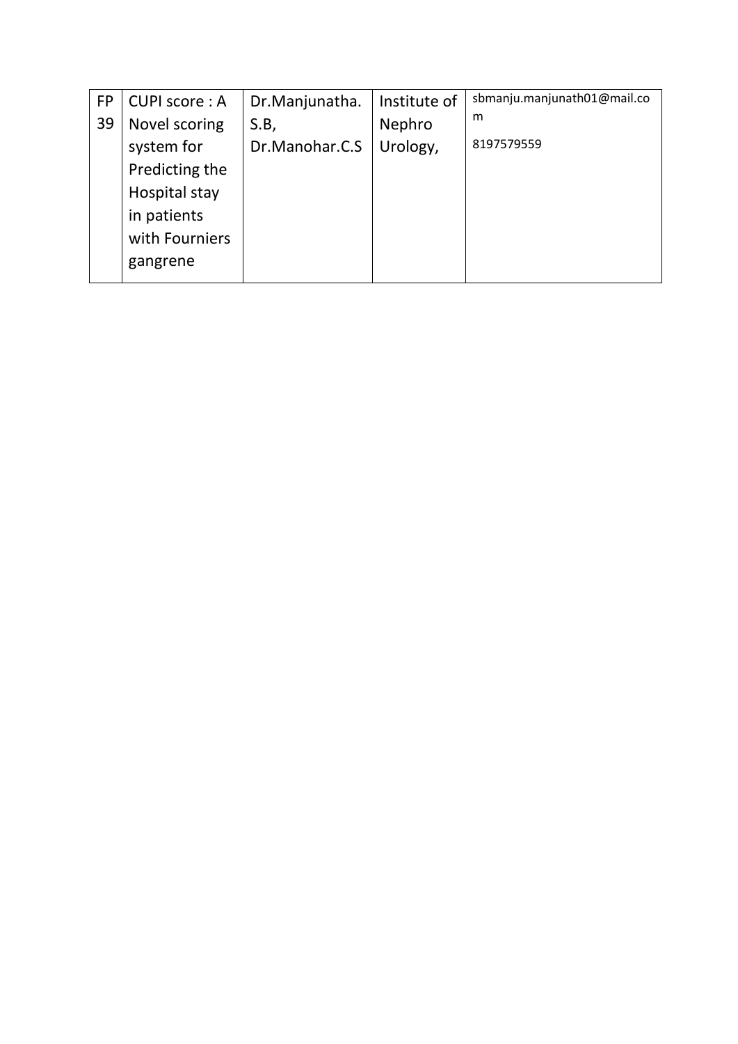| FP 39 | CUPI score : A Novel scoring system for Predicting the Hospital stay in patients with Fourniers gangrene | Dr.Manjunatha. S.B, Dr.Manohar.C.S | Institute of Nephro Urology, | sbmanju.manjunath01@mail.com 8197579559 |
|---|---|---|---|---|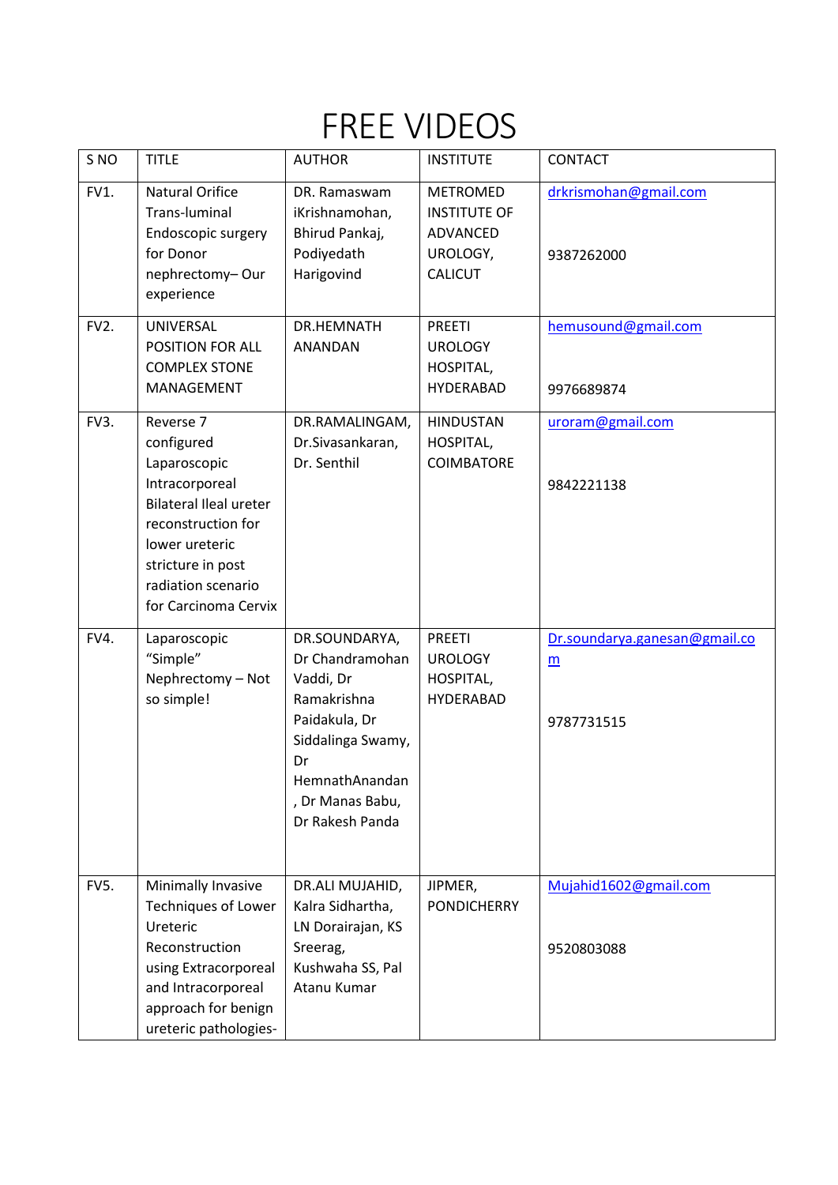# FREE VIDEOS

| S NO | TITLE | AUTHOR | INSTITUTE | CONTACT |
|---|---|---|---|---|
| FV1. | Natural Orifice Trans-luminal Endoscopic surgery for Donor nephrectomy– Our experience | DR. Ramaswam iKrishnamohan, Bhirud Pankaj, Podiyedath Harigovind | METROMED INSTITUTE OF ADVANCED UROLOGY, CALICUT | drkrismohan@gmail.com 9387262000 |
| FV2. | UNIVERSAL POSITION FOR ALL COMPLEX STONE MANAGEMENT | DR.HEMNATH ANANDAN | PREETI UROLOGY HOSPITAL, HYDERABAD | hemusound@gmail.com 9976689874 |
| FV3. | Reverse 7 configured Laparoscopic Intracorporeal Bilateral Ileal ureter reconstruction for lower ureteric stricture in post radiation scenario for Carcinoma Cervix | DR.RAMALINGAM, Dr.Sivasankaran, Dr. Senthil | HINDUSTAN HOSPITAL, COIMBATORE | uroram@gmail.com 9842221138 |
| FV4. | Laparoscopic "Simple" Nephrectomy – Not so simple! | DR.SOUNDARYA, Dr Chandramohan Vaddi, Dr Ramakrishna Paidakula, Dr Siddalinga Swamy, Dr HemnathAnandan, Dr Manas Babu, Dr Rakesh Panda | PREETI UROLOGY HOSPITAL, HYDERABAD | Dr.soundarya.ganesan@gmail.com 9787731515 |
| FV5. | Minimally Invasive Techniques of Lower Ureteric Reconstruction using Extracorporeal and Intracorporeal approach for benign ureteric pathologies- | DR.ALI MUJAHID, Kalra Sidhartha, LN Dorairajan, KS Sreerag, Kushwaha SS, Pal Atanu Kumar | JIPMER, PONDICHERRY | Mujahid1602@gmail.com 9520803088 |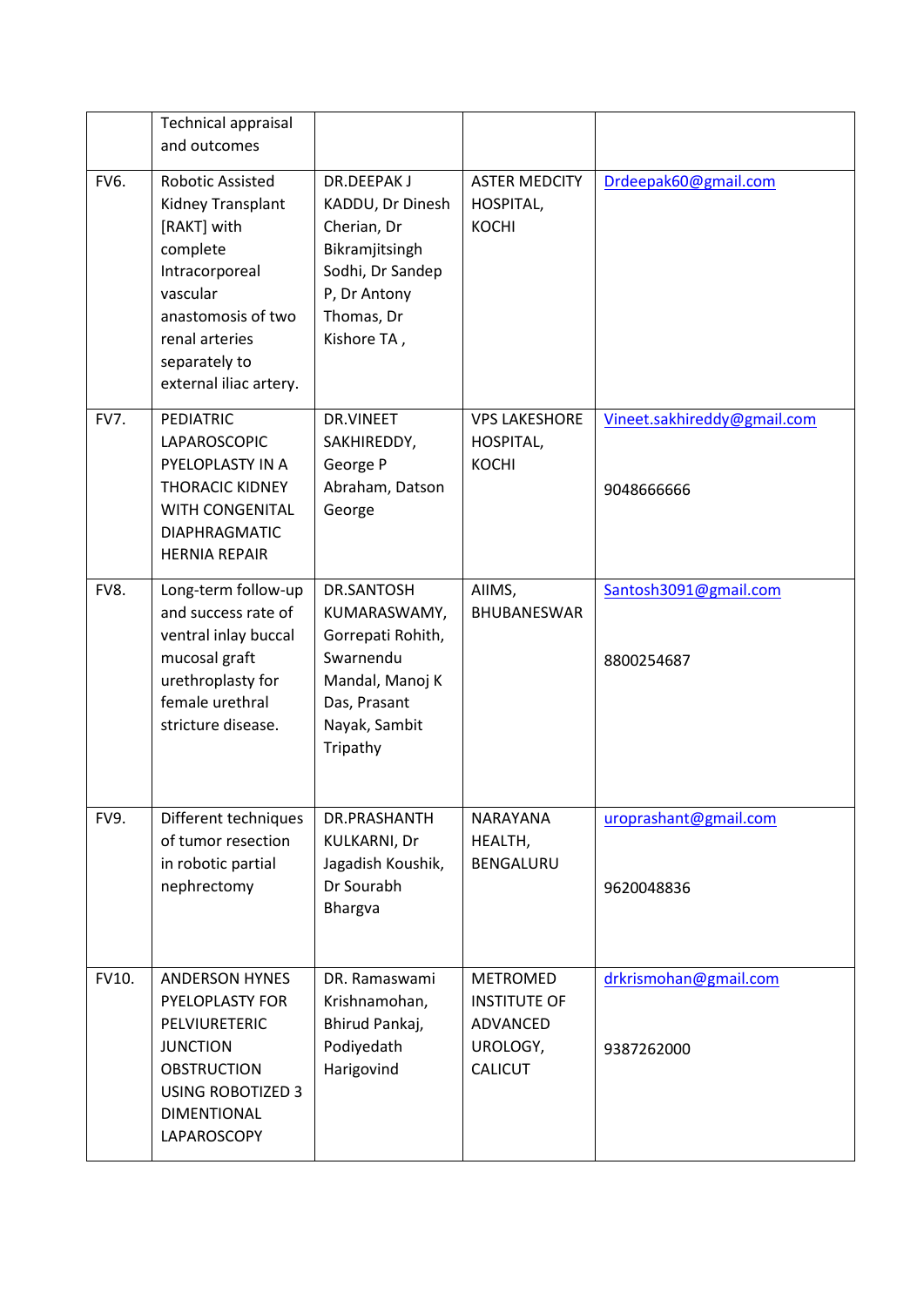|  | Technical appraisal and outcomes |  |  |  |
|---|---|---|---|---|
| FV6. | Robotic Assisted Kidney Transplant [RAKT] with complete Intracorporeal vascular anastomosis of two renal arteries separately to external iliac artery. | DR.DEEPAK J KADDU, Dr Dinesh Cherian, Dr Bikramjitsingh Sodhi, Dr Sandep P, Dr Antony Thomas, Dr Kishore TA , | ASTER MEDCITY HOSPITAL, KOCHI | Drdeepak60@gmail.com |
| FV7. | PEDIATRIC LAPAROSCOPIC PYELOPLASTY IN A THORACIC KIDNEY WITH CONGENITAL DIAPHRAGMATIC HERNIA REPAIR | DR.VINEET SAKHIREDDY, George P Abraham, Datson George | VPS LAKESHORE HOSPITAL, KOCHI | Vineet.sakhireddy@gmail.com<br><br>9048666666 |
| FV8. | Long-term follow-up and success rate of ventral inlay buccal mucosal graft urethroplasty for female urethral stricture disease. | DR.SANTOSH KUMARASWAMY, Gorrepati Rohith, Swarnendu Mandal, Manoj K Das, Prasant Nayak, Sambit Tripathy | AIIMS, BHUBANESWAR | Santosh3091@gmail.com<br><br>8800254687 |
| FV9. | Different techniques of tumor resection in robotic partial nephrectomy | DR.PRASHANTH KULKARNI, Dr Jagadish Koushik, Dr Sourabh Bhargva | NARAYANA HEALTH, BENGALURU | uroprashant@gmail.com<br><br>9620048836 |
| FV10. | ANDERSON HYNES PYELOPLASTY FOR PELVIURETERIC JUNCTION OBSTRUCTION USING ROBOTIZED 3 DIMENTIONAL LAPAROSCOPY | DR. Ramaswami Krishnamohan, Bhirud Pankaj, Podiyedath Harigovind | METROMED INSTITUTE OF ADVANCED UROLOGY, CALICUT | drkrismohan@gmail.com<br><br>9387262000 |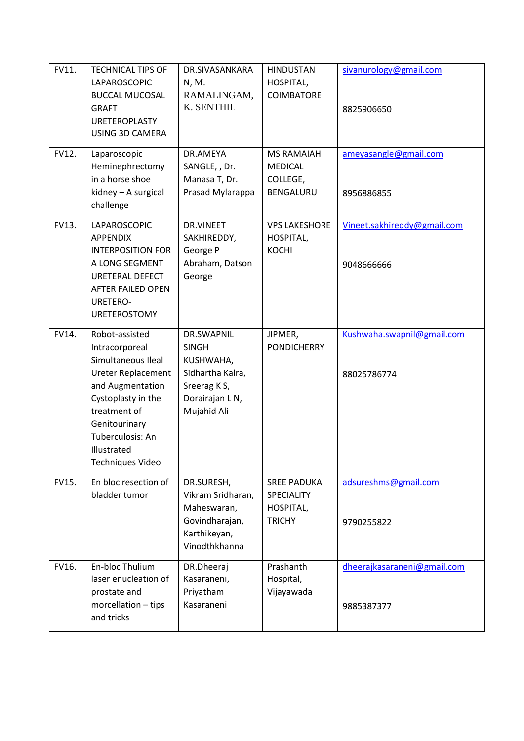| | | | | |
|---|---|---|---|---|
| FV11. | TECHNICAL TIPS OF LAPAROSCOPIC BUCCAL MUCOSAL GRAFT URETEROPLASTY USING 3D CAMERA | DR.SIVASANKARAN, M. RAMALINGAM, K. SENTHIL | HINDUSTAN HOSPITAL, COIMBATORE | sivanurology@gmail.com<br><br>8825906650 |
| FV12. | Laparoscopic Heminephrectomy in a horse shoe kidney – A surgical challenge | DR.AMEYA SANGLE, , Dr. Manasa T, Dr. Prasad Mylarappa | MS RAMAIAH MEDICAL COLLEGE, BENGALURU | ameyasangle@gmail.com<br><br>8956886855 |
| FV13. | LAPAROSCOPIC APPENDIX INTERPOSITION FOR A LONG SEGMENT URETERAL DEFECT AFTER FAILED OPEN URETERO-URETEROSTOMY | DR.VINEET SAKHIREDDY, George P Abraham, Datson George | VPS LAKESHORE HOSPITAL, KOCHI | Vineet.sakhireddy@gmail.com<br><br>9048666666 |
| FV14. | Robot-assisted Intracorporeal Simultaneous Ileal Ureter Replacement and Augmentation Cystoplasty in the treatment of Genitourinary Tuberculosis: An Illustrated Techniques Video | DR.SWAPNIL SINGH KUSHWAHA, Sidhartha Kalra, Sreerag K S, Dorairajan L N, Mujahid Ali | JIPMER, PONDICHERRY | Kushwaha.swapnil@gmail.com<br><br>88025786774 |
| FV15. | En bloc resection of bladder tumor | DR.SURESH, Vikram Sridharan, Maheswaran, Govindharajan, Karthikeyan, Vinodthkhanna | SREE PADUKA SPECIALITY HOSPITAL, TRICHY | adsureshms@gmail.com<br><br>9790255822 |
| FV16. | En-bloc Thulium laser enucleation of prostate and morcellation – tips and tricks | DR.Dheeraj Kasaraneni, Priyatham Kasaraneni | Prashanth Hospital, Vijayawada | dheerajkasaraneni@gmail.com<br><br>9885387377 |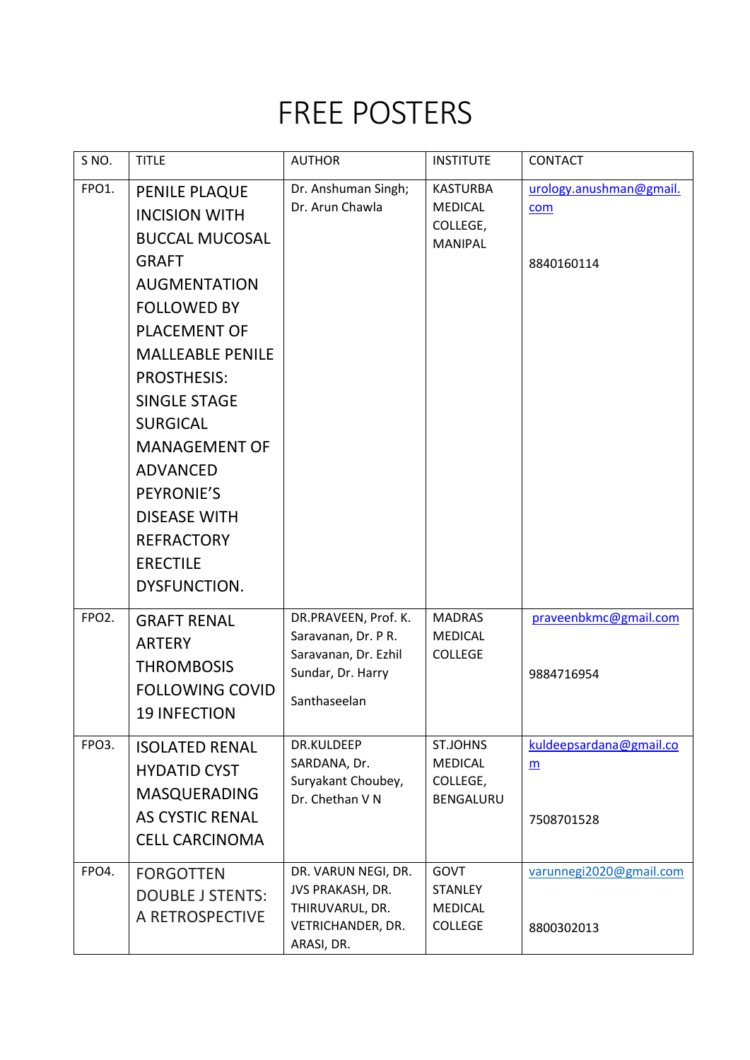# FREE POSTERS

| S NO. | TITLE | AUTHOR | INSTITUTE | CONTACT |
|---|---|---|---|---|
| FPO1. | PENILE PLAQUE INCISION WITH BUCCAL MUCOSAL GRAFT AUGMENTATION FOLLOWED BY PLACEMENT OF MALLEABLE PENILE PROSTHESIS: SINGLE STAGE SURGICAL MANAGEMENT OF ADVANCED PEYRONIE'S DISEASE WITH REFRACTORY ERECTILE DYSFUNCTION. | Dr. Anshuman Singh; Dr. Arun Chawla | KASTURBA MEDICAL COLLEGE, MANIPAL | urology.anushman@gmail.com 8840160114 |
| FPO2. | GRAFT RENAL ARTERY THROMBOSIS FOLLOWING COVID 19 INFECTION | DR.PRAVEEN, Prof. K. Saravanan, Dr. P R. Saravanan, Dr. Ezhil Sundar, Dr. Harry Santhaseelan | MADRAS MEDICAL COLLEGE | praveenbkmc@gmail.com 9884716954 |
| FPO3. | ISOLATED RENAL HYDATID CYST MASQUERADING AS CYSTIC RENAL CELL CARCINOMA | DR.KULDEEP SARDANA, Dr. Suryakant Choubey, Dr. Chethan V N | ST.JOHNS MEDICAL COLLEGE, BENGALURU | kuldeepsardana@gmail.com 7508701528 |
| FPO4. | FORGOTTEN DOUBLE J STENTS: A RETROSPECTIVE | DR. VARUN NEGI, DR. JVS PRAKASH, DR. THIRUVARUL, DR. VETRICHANDER, DR. ARASI, DR. | GOVT STANLEY MEDICAL COLLEGE | varunnegi2020@gmail.com 8800302013 |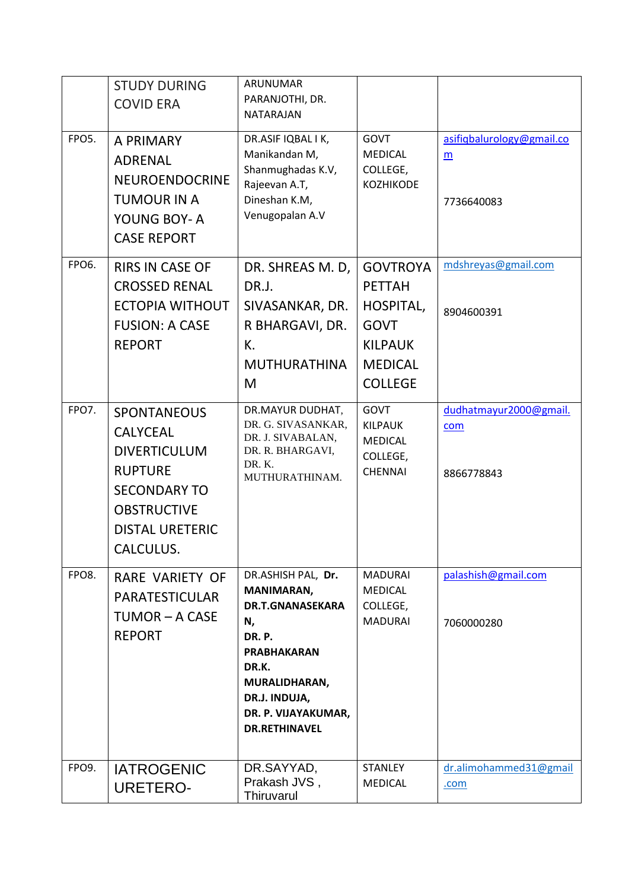| | STUDY DURING COVID ERA | ARUNUMAR PARANJOTHI, DR. NATARAJAN | | |
|---|---|---|---|---|
| FPO5. | A PRIMARY ADRENAL NEUROENDOCRINE TUMOUR IN A YOUNG BOY- A CASE REPORT | DR.ASIF IQBAL I K, Manikandan M, Shanmughadas K.V, Rajeevan A.T, Dineshan K.M, Venugopalan A.V | GOVT MEDICAL COLLEGE, KOZHIKODE | asifiqbalurology@gmail.com<br><br>7736640083 |
| FPO6. | RIRS IN CASE OF CROSSED RENAL ECTOPIA WITHOUT FUSION: A CASE REPORT | DR. SHREAS M. D, DR.J. SIVASANKAR, DR. R BHARGAVI, DR. K. MUTHURATHINAM | GOVTROYAPETTAH HOSPITAL, GOVT KILPAUK MEDICAL COLLEGE | mdshreyas@gmail.com<br><br>8904600391 |
| FPO7. | SPONTANEOUS CALYCEAL DIVERTICULUM RUPTURE SECONDARY TO OBSTRUCTIVE DISTAL URETERIC CALCULUS. | DR.MAYUR DUDHAT, DR. G. SIVASANKAR, DR. J. SIVABALAN, DR. R. BHARGAVI, DR. K. MUTHURATHINAM. | GOVT KILPAUK MEDICAL COLLEGE, CHENNAI | dudhatmayur2000@gmail.com<br><br>8866778843 |
| FPO8. | RARE VARIETY OF PARATESTICULAR TUMOR – A CASE REPORT | DR.ASHISH PAL, **Dr. MANIMARAN, DR.T.GNANASEKARAN, DR. P. PRABHAKARAN DR.K. MURALIDHARAN, DR.J. INDUJA, DR. P. VIJAYAKUMAR, DR.RETHINAVEL** | MADURAI MEDICAL COLLEGE, MADURAI | palashish@gmail.com<br><br>7060000280 |
| FPO9. | IATROGENIC URETERO- | DR.SAYYAD, Prakash JVS , Thiruvarul | STANLEY MEDICAL | dr.alimohammed31@gmail.com |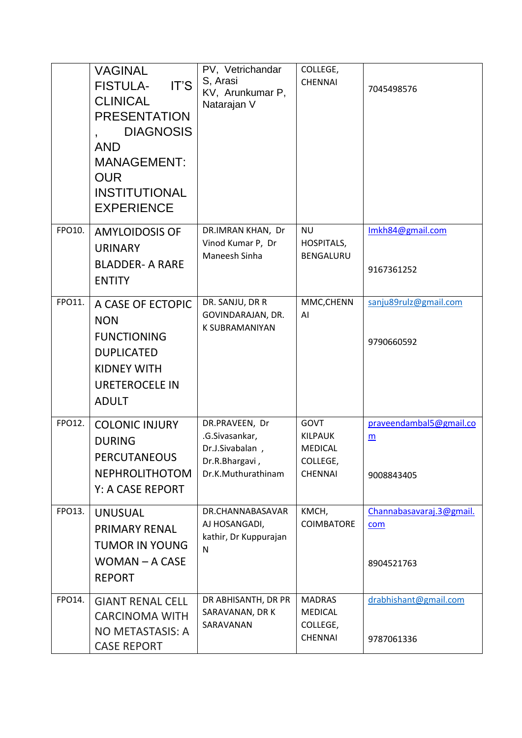| | | | | |
|---|---|---|---|---|
| | VAGINAL FISTULA- IT'S CLINICAL PRESENTATION , DIAGNOSIS AND MANAGEMENT: OUR INSTITUTIONAL EXPERIENCE | PV, Vetrichandar S, Arasi KV, Arunkumar P, Natarajan V | COLLEGE, CHENNAI | 7045498576 |
| FPO10. | AMYLOIDOSIS OF URINARY BLADDER- A RARE ENTITY | DR.IMRAN KHAN, Dr Vinod Kumar P, Dr Maneesh Sinha | NU HOSPITALS, BENGALURU | Imkh84@gmail.com<br><br>9167361252 |
| FPO11. | A CASE OF ECTOPIC NON FUNCTIONING DUPLICATED KIDNEY WITH URETEROCELE IN ADULT | DR. SANJU, DR R GOVINDARAJAN, DR. K SUBRAMANIYAN | MMC,CHENNAI | sanju89rulz@gmail.com<br><br>9790660592 |
| FPO12. | COLONIC INJURY DURING PERCUTANEOUS NEPHROLITHOTOMY: A CASE REPORT | DR.PRAVEEN, Dr .G.Sivasankar, Dr.J.Sivabalan , Dr.R.Bhargavi , Dr.K.Muthurathinam | GOVT KILPAUK MEDICAL COLLEGE, CHENNAI | praveendambal5@gmail.com<br><br>9008843405 |
| FPO13. | UNUSUAL PRIMARY RENAL TUMOR IN YOUNG WOMAN – A CASE REPORT | DR.CHANNABASAVARAJ HOSANGADI, kathir, Dr Kuppurajan N | KMCH, COIMBATORE | Channabasavaraj.3@gmail.com<br><br>8904521763 |
| FPO14. | GIANT RENAL CELL CARCINOMA WITH NO METASTASIS: A CASE REPORT | DR ABHISANTH, DR PR SARAVANAN, DR K SARAVANAN | MADRAS MEDICAL COLLEGE, CHENNAI | drabhishant@gmail.com<br><br>9787061336 |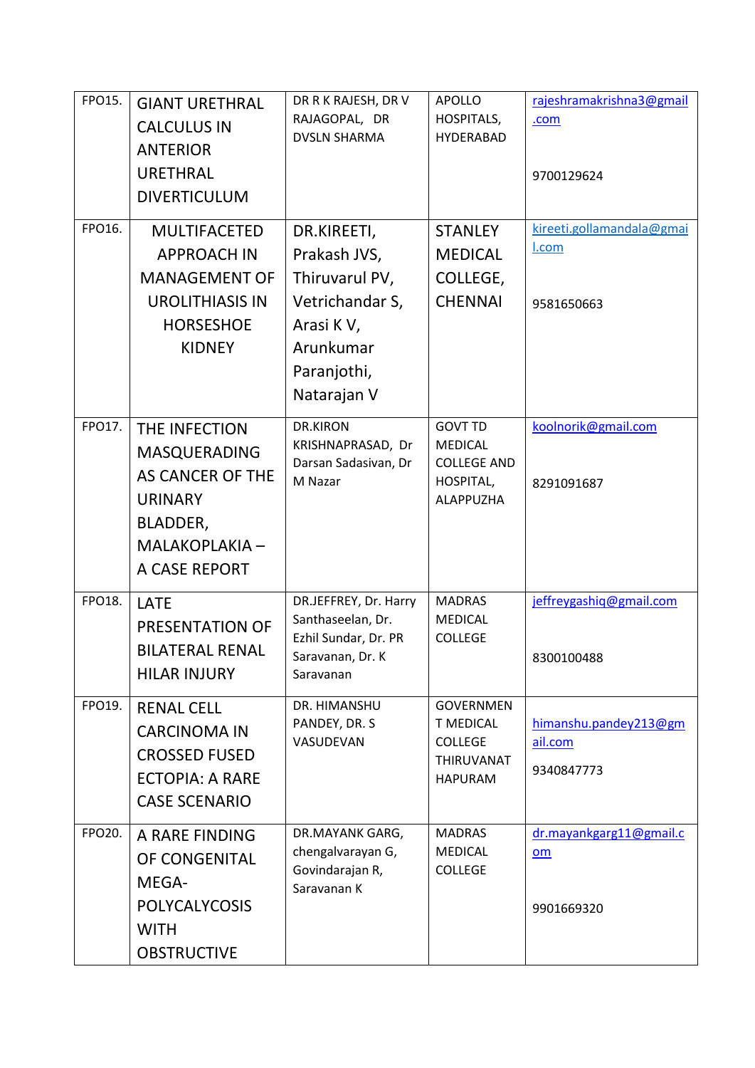| FPO15. | GIANT URETHRAL CALCULUS IN ANTERIOR URETHRAL DIVERTICULUM | DR R K RAJESH, DR V RAJAGOPAL, DR DVSLN SHARMA | APOLLO HOSPITALS, HYDERABAD | rajeshramakrishna3@gmail.com 9700129624 |
|---|---|---|---|---|
| FPO16. | MULTIFACETED APPROACH IN MANAGEMENT OF UROLITHIASIS IN HORSESHOE KIDNEY | DR.KIREETI, Prakash JVS, Thiruvarul PV, Vetrichandar S, Arasi K V, Arunkumar Paranjothi, Natarajan V | STANLEY MEDICAL COLLEGE, CHENNAI | kireeti.gollamandala@gmail.com 9581650663 |
| FPO17. | THE INFECTION MASQUERADING AS CANCER OF THE URINARY BLADDER, MALAKOPLAKIA – A CASE REPORT | DR.KIRON KRISHNAPRASAD, Dr Darsan Sadasivan, Dr M Nazar | GOVT TD MEDICAL COLLEGE AND HOSPITAL, ALAPPUZHA | koolnorik@gmail.com 8291091687 |
| FPO18. | LATE PRESENTATION OF BILATERAL RENAL HILAR INJURY | DR.JEFFREY, Dr. Harry Santhaseelan, Dr. Ezhil Sundar, Dr. PR Saravanan, Dr. K Saravanan | MADRAS MEDICAL COLLEGE | jeffreygashiq@gmail.com 8300100488 |
| FPO19. | RENAL CELL CARCINOMA IN CROSSED FUSED ECTOPIA: A RARE CASE SCENARIO | DR. HIMANSHU PANDEY, DR. S VASUDEVAN | GOVERNMENT MEDICAL COLLEGE THIRUVANATHAPURAM | himanshu.pandey213@gmail.com 9340847773 |
| FPO20. | A RARE FINDING OF CONGENITAL MEGA-POLYCALYCOSIS WITH OBSTRUCTIVE | DR.MAYANK GARG, chengalvarayan G, Govindarajan R, Saravanan K | MADRAS MEDICAL COLLEGE | dr.mayankgarg11@gmail.com 9901669320 |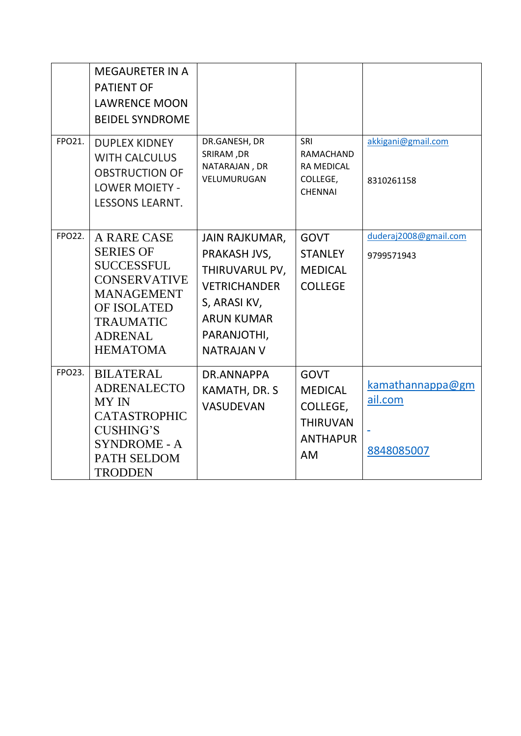| | | | | |
|---|---|---|---|---|
| | MEGAURETER IN A PATIENT OF LAWRENCE MOON BEIDEL SYNDROME | | | |
| FPO21. | DUPLEX KIDNEY WITH CALCULUS OBSTRUCTION OF LOWER MOIETY - LESSONS LEARNT. | DR.GANESH, DR SRIRAM ,DR NATARAJAN , DR VELUMURUGAN | SRI RAMACHANDRA MEDICAL COLLEGE, CHENNAI | akkigani@gmail.com 8310261158 |
| FPO22. | A RARE CASE SERIES OF SUCCESSFUL CONSERVATIVE MANAGEMENT OF ISOLATED TRAUMATIC ADRENAL HEMATOMA | JAIN RAJKUMAR, PRAKASH JVS, THIRUVARUL PV, VETRICHANDER S, ARASI KV, ARUN KUMAR PARANJOTHI, NATRAJAN V | GOVT STANLEY MEDICAL COLLEGE | duderaj2008@gmail.com 9799571943 |
| FPO23. | BILATERAL ADRENALECTOMY IN CATASTROPHIC CUSHING'S SYNDROME - A PATH SELDOM TRODDEN | DR.ANNAPPA KAMATH, DR. S VASUDEVAN | GOVT MEDICAL COLLEGE, THIRUVANANTHAPURAM | kamathannappa@gmail.com - 8848085007 |